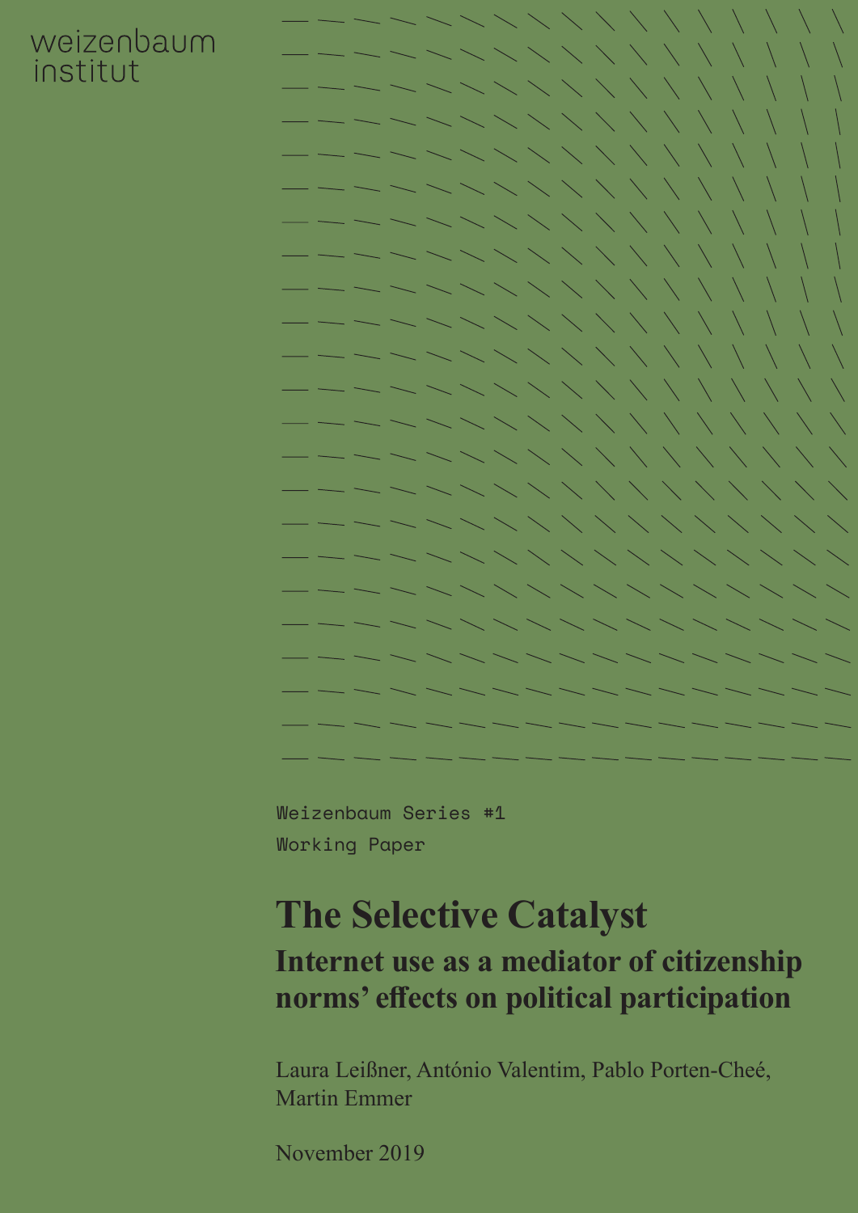weizenbaum institut

Weizenbaum Series #1

Working Paper

# The Selective Catalyst

## Internet use as a mediator of citizenship norms' effects on political participation

Laura Leißner, António Valentim, Pablo Porten-Cheé, Martin Emmer

November 2019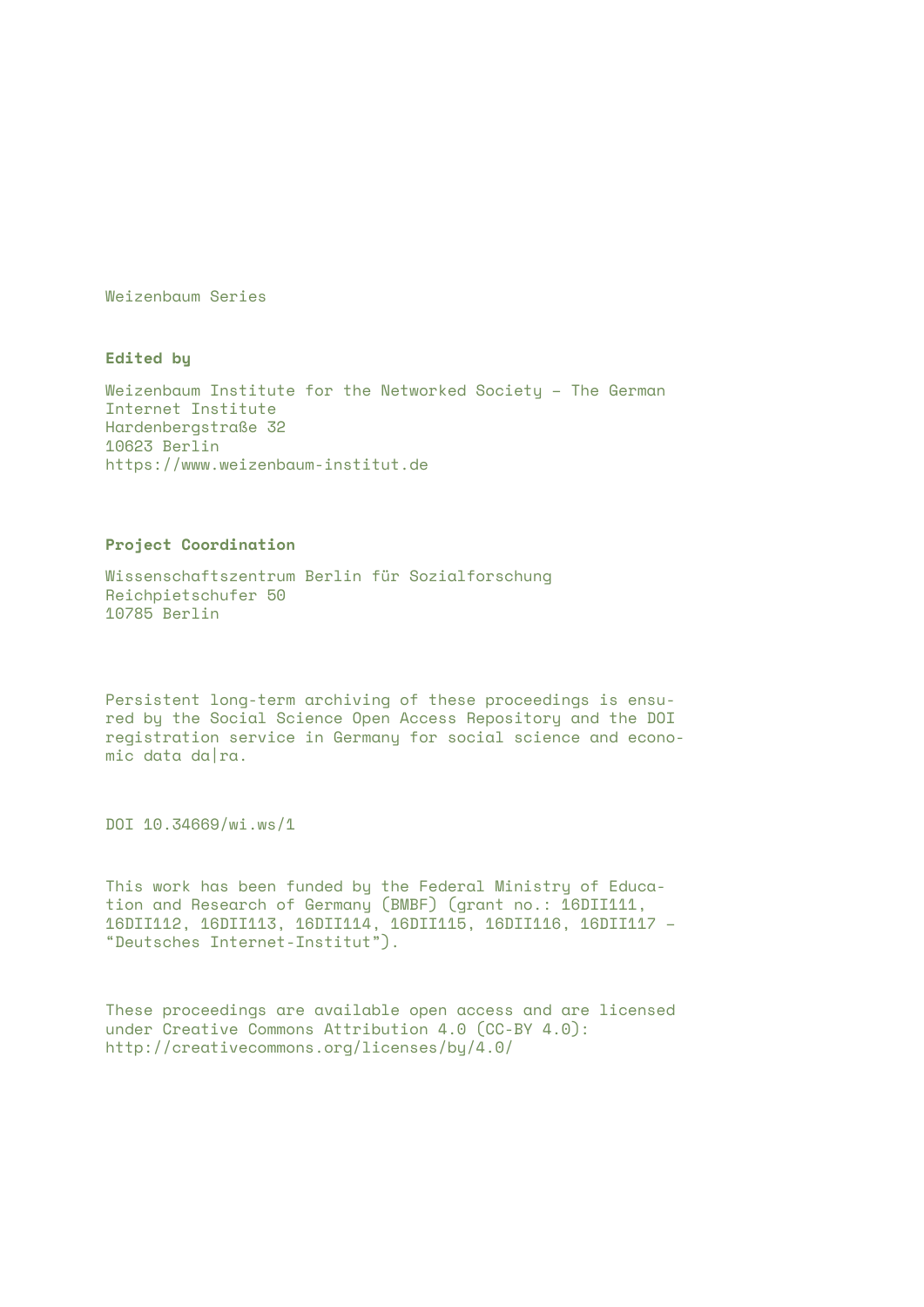Weizenbaum Series

**Edited by**

Weizenbaum Institute for the Networked Society – The German Internet Institute
Hardenbergstraße 32
10623 Berlin
https://www.weizenbaum-institut.de

**Project Coordination**

Wissenschaftszentrum Berlin für Sozialforschung
Reichpietschufer 50
10785 Berlin

Persistent long-term archiving of these proceedings is ensured by the Social Science Open Access Repository and the DOI registration service in Germany for social science and economic data da|ra.

DOI 10.34669/wi.ws/1

This work has been funded by the Federal Ministry of Education and Research of Germany (BMBF) (grant no.: 16DII111, 16DII112, 16DII113, 16DII114, 16DII115, 16DII116, 16DII117 – "Deutsches Internet-Institut").

These proceedings are available open access and are licensed under Creative Commons Attribution 4.0 (CC-BY 4.0): http://creativecommons.org/licenses/by/4.0/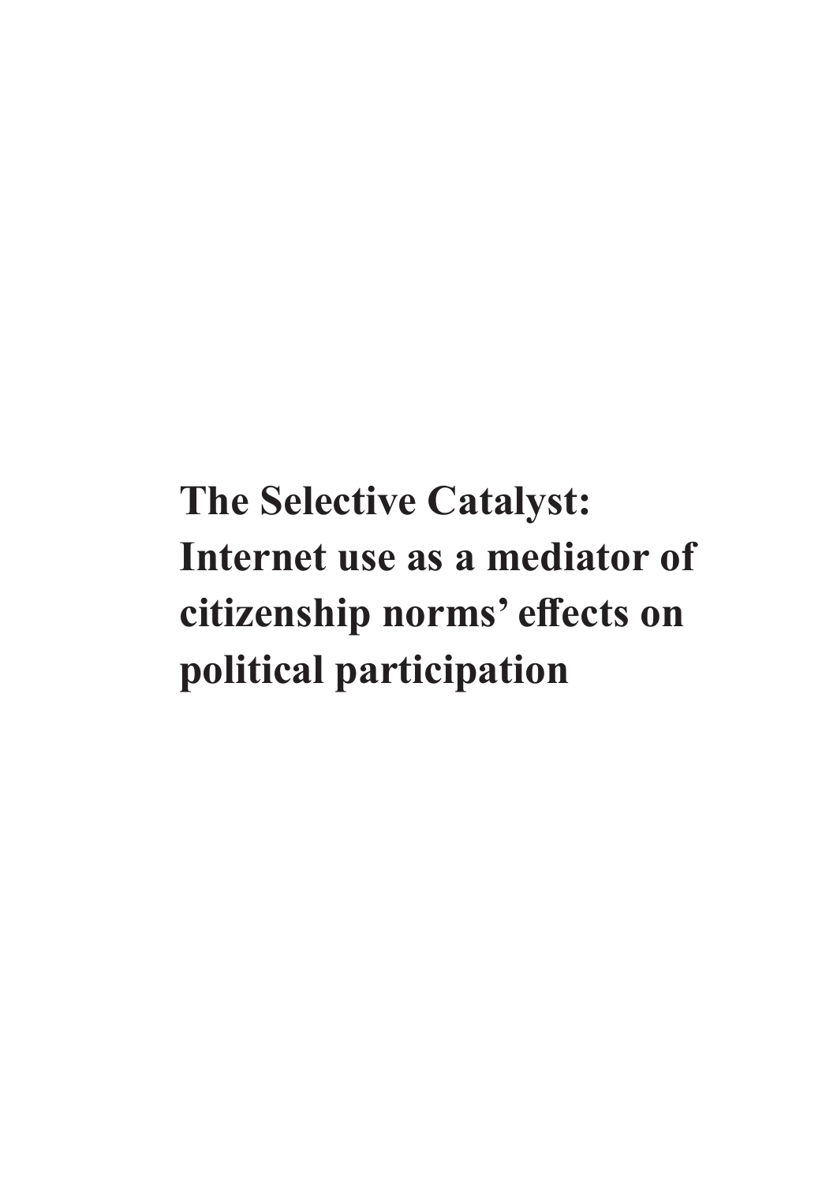# The Selective Catalyst: Internet use as a mediator of citizenship norms' effects on political participation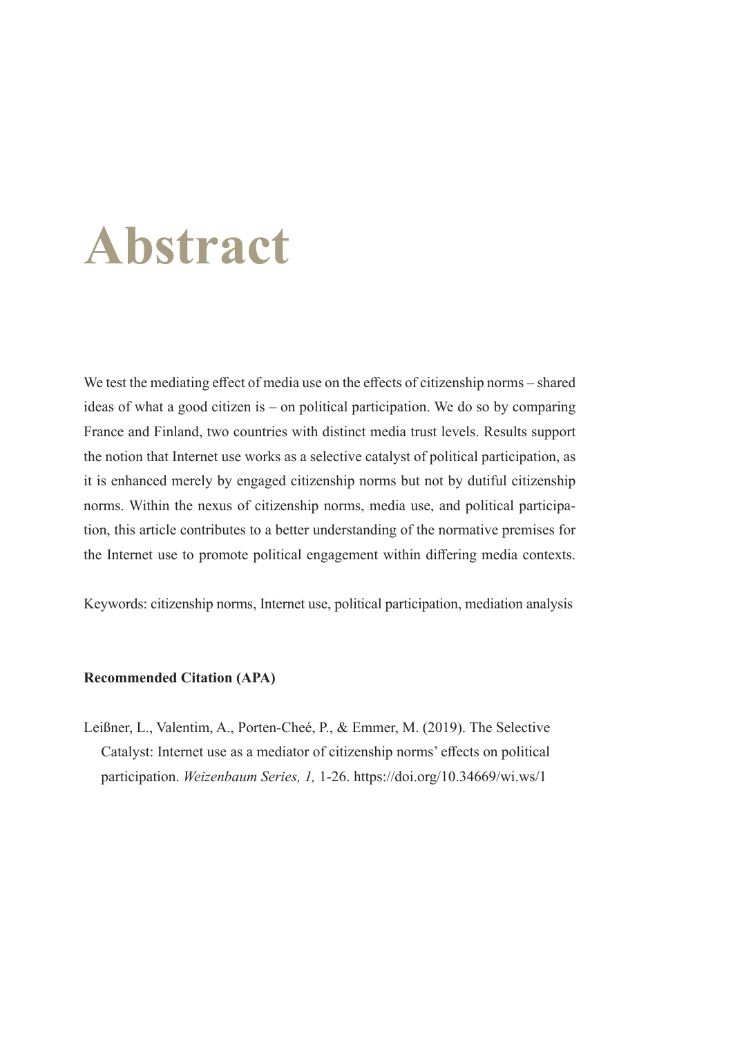# Abstract

We test the mediating effect of media use on the effects of citizenship norms – shared ideas of what a good citizen is – on political participation. We do so by comparing France and Finland, two countries with distinct media trust levels. Results support the notion that Internet use works as a selective catalyst of political participation, as it is enhanced merely by engaged citizenship norms but not by dutiful citizenship norms. Within the nexus of citizenship norms, media use, and political participation, this article contributes to a better understanding of the normative premises for the Internet use to promote political engagement within differing media contexts.

Keywords: citizenship norms, Internet use, political participation, mediation analysis

**Recommended Citation (APA)**

Leißner, L., Valentim, A., Porten-Cheé, P., & Emmer, M. (2019). The Selective Catalyst: Internet use as a mediator of citizenship norms' effects on political participation. *Weizenbaum Series, 1,* 1-26. https://doi.org/10.34669/wi.ws/1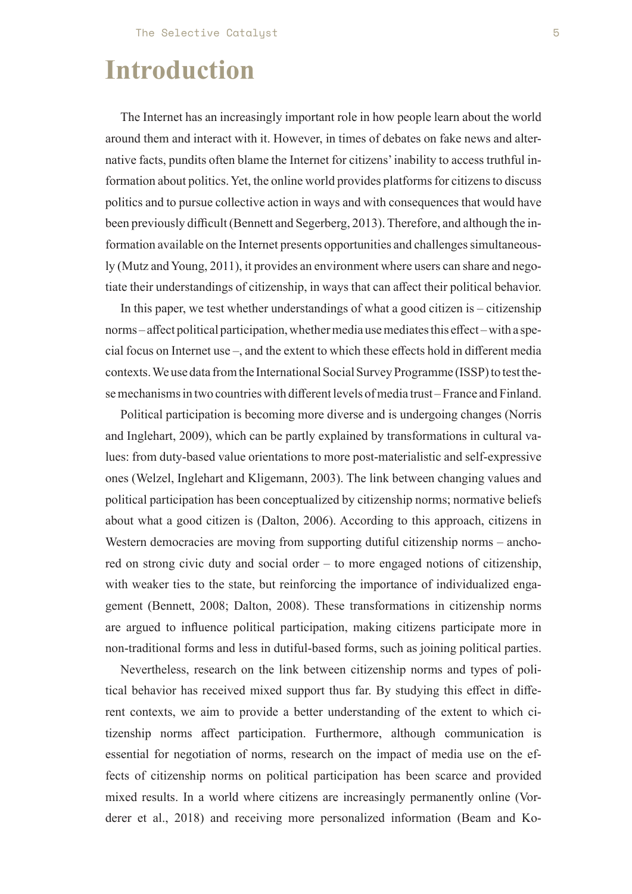# Introduction

The Internet has an increasingly important role in how people learn about the world around them and interact with it. However, in times of debates on fake news and alternative facts, pundits often blame the Internet for citizens' inability to access truthful information about politics. Yet, the online world provides platforms for citizens to discuss politics and to pursue collective action in ways and with consequences that would have been previously difficult (Bennett and Segerberg, 2013). Therefore, and although the information available on the Internet presents opportunities and challenges simultaneously (Mutz and Young, 2011), it provides an environment where users can share and negotiate their understandings of citizenship, in ways that can affect their political behavior.

In this paper, we test whether understandings of what a good citizen is – citizenship norms – affect political participation, whether media use mediates this effect – with a special focus on Internet use –, and the extent to which these effects hold in different media contexts. We use data from the International Social Survey Programme (ISSP) to test these mechanisms in two countries with different levels of media trust – France and Finland.

Political participation is becoming more diverse and is undergoing changes (Norris and Inglehart, 2009), which can be partly explained by transformations in cultural values: from duty-based value orientations to more post-materialistic and self-expressive ones (Welzel, Inglehart and Kligemann, 2003). The link between changing values and political participation has been conceptualized by citizenship norms; normative beliefs about what a good citizen is (Dalton, 2006). According to this approach, citizens in Western democracies are moving from supporting dutiful citizenship norms – anchored on strong civic duty and social order – to more engaged notions of citizenship, with weaker ties to the state, but reinforcing the importance of individualized engagement (Bennett, 2008; Dalton, 2008). These transformations in citizenship norms are argued to influence political participation, making citizens participate more in non-traditional forms and less in dutiful-based forms, such as joining political parties.

Nevertheless, research on the link between citizenship norms and types of political behavior has received mixed support thus far. By studying this effect in different contexts, we aim to provide a better understanding of the extent to which citizenship norms affect participation. Furthermore, although communication is essential for negotiation of norms, research on the impact of media use on the effects of citizenship norms on political participation has been scarce and provided mixed results. In a world where citizens are increasingly permanently online (Vorderer et al., 2018) and receiving more personalized information (Beam and Ko-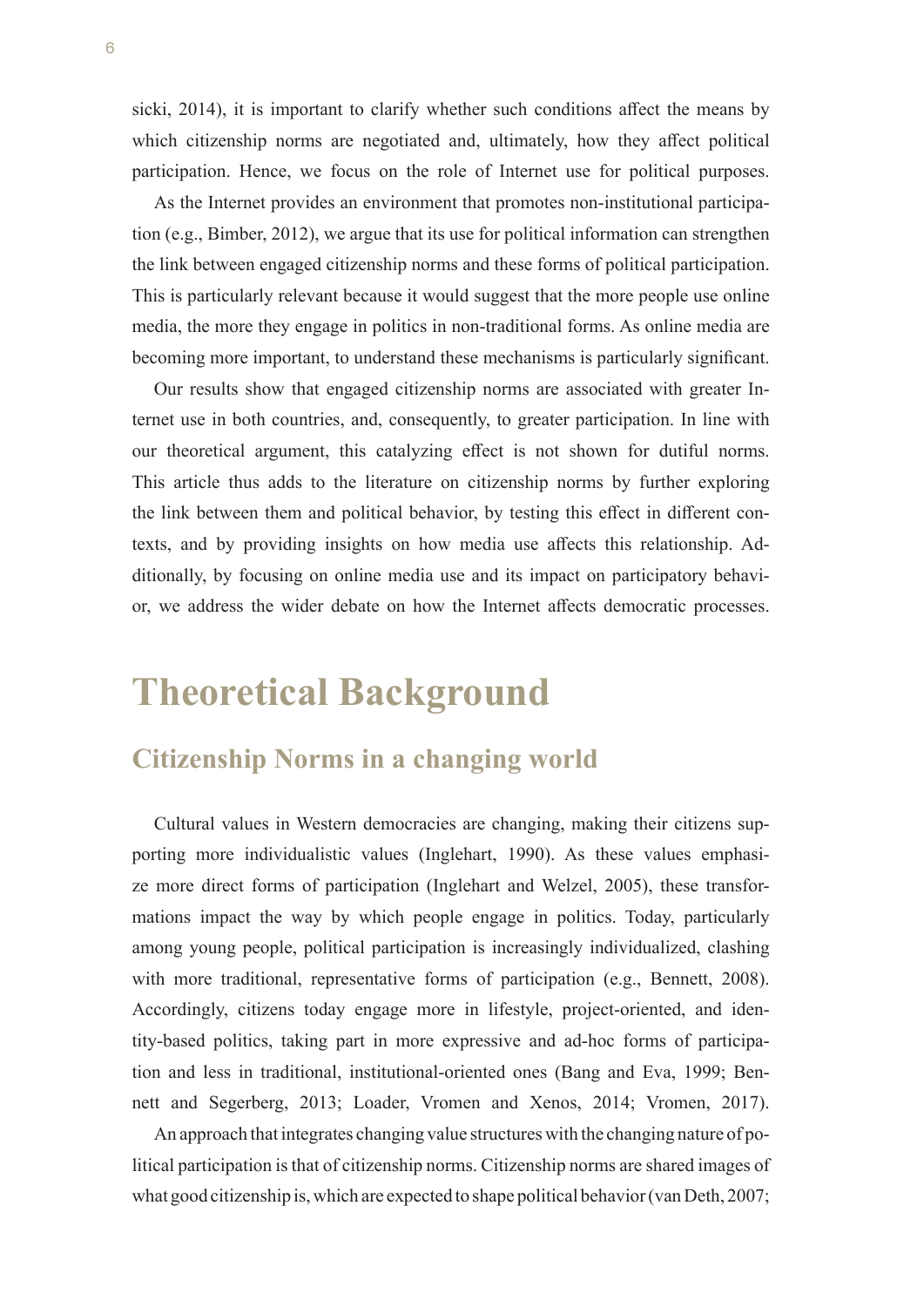sicki, 2014), it is important to clarify whether such conditions affect the means by which citizenship norms are negotiated and, ultimately, how they affect political participation. Hence, we focus on the role of Internet use for political purposes.

As the Internet provides an environment that promotes non-institutional participation (e.g., Bimber, 2012), we argue that its use for political information can strengthen the link between engaged citizenship norms and these forms of political participation. This is particularly relevant because it would suggest that the more people use online media, the more they engage in politics in non-traditional forms. As online media are becoming more important, to understand these mechanisms is particularly significant.

Our results show that engaged citizenship norms are associated with greater Internet use in both countries, and, consequently, to greater participation. In line with our theoretical argument, this catalyzing effect is not shown for dutiful norms. This article thus adds to the literature on citizenship norms by further exploring the link between them and political behavior, by testing this effect in different contexts, and by providing insights on how media use affects this relationship. Additionally, by focusing on online media use and its impact on participatory behavior, we address the wider debate on how the Internet affects democratic processes.

# Theoretical Background

## Citizenship Norms in a changing world

Cultural values in Western democracies are changing, making their citizens supporting more individualistic values (Inglehart, 1990). As these values emphasize more direct forms of participation (Inglehart and Welzel, 2005), these transformations impact the way by which people engage in politics. Today, particularly among young people, political participation is increasingly individualized, clashing with more traditional, representative forms of participation (e.g., Bennett, 2008). Accordingly, citizens today engage more in lifestyle, project-oriented, and identity-based politics, taking part in more expressive and ad-hoc forms of participation and less in traditional, institutional-oriented ones (Bang and Eva, 1999; Bennett and Segerberg, 2013; Loader, Vromen and Xenos, 2014; Vromen, 2017).

An approach that integrates changing value structures with the changing nature of political participation is that of citizenship norms. Citizenship norms are shared images of what good citizenship is, which are expected to shape political behavior (van Deth, 2007;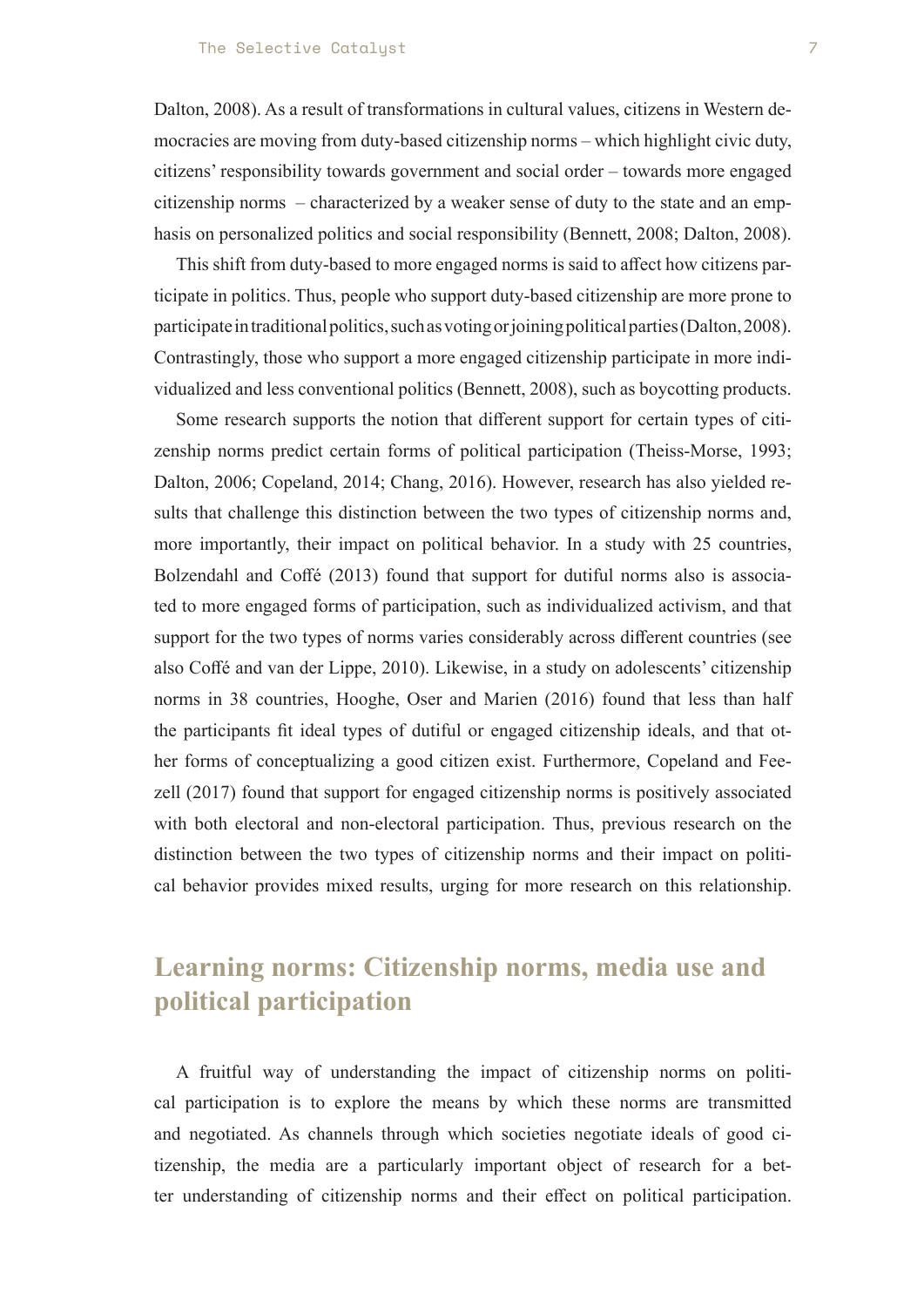Dalton, 2008). As a result of transformations in cultural values, citizens in Western democracies are moving from duty-based citizenship norms – which highlight civic duty, citizens' responsibility towards government and social order – towards more engaged citizenship norms – characterized by a weaker sense of duty to the state and an emphasis on personalized politics and social responsibility (Bennett, 2008; Dalton, 2008).

This shift from duty-based to more engaged norms is said to affect how citizens participate in politics. Thus, people who support duty-based citizenship are more prone to participate in traditional politics, such as voting or joining political parties (Dalton, 2008). Contrastingly, those who support a more engaged citizenship participate in more individualized and less conventional politics (Bennett, 2008), such as boycotting products.

Some research supports the notion that different support for certain types of citizenship norms predict certain forms of political participation (Theiss-Morse, 1993; Dalton, 2006; Copeland, 2014; Chang, 2016). However, research has also yielded results that challenge this distinction between the two types of citizenship norms and, more importantly, their impact on political behavior. In a study with 25 countries, Bolzendahl and Coffé (2013) found that support for dutiful norms also is associated to more engaged forms of participation, such as individualized activism, and that support for the two types of norms varies considerably across different countries (see also Coffé and van der Lippe, 2010). Likewise, in a study on adolescents' citizenship norms in 38 countries, Hooghe, Oser and Marien (2016) found that less than half the participants fit ideal types of dutiful or engaged citizenship ideals, and that other forms of conceptualizing a good citizen exist. Furthermore, Copeland and Feezell (2017) found that support for engaged citizenship norms is positively associated with both electoral and non-electoral participation. Thus, previous research on the distinction between the two types of citizenship norms and their impact on political behavior provides mixed results, urging for more research on this relationship.

## Learning norms: Citizenship norms, media use and political participation

A fruitful way of understanding the impact of citizenship norms on political participation is to explore the means by which these norms are transmitted and negotiated. As channels through which societies negotiate ideals of good citizenship, the media are a particularly important object of research for a better understanding of citizenship norms and their effect on political participation.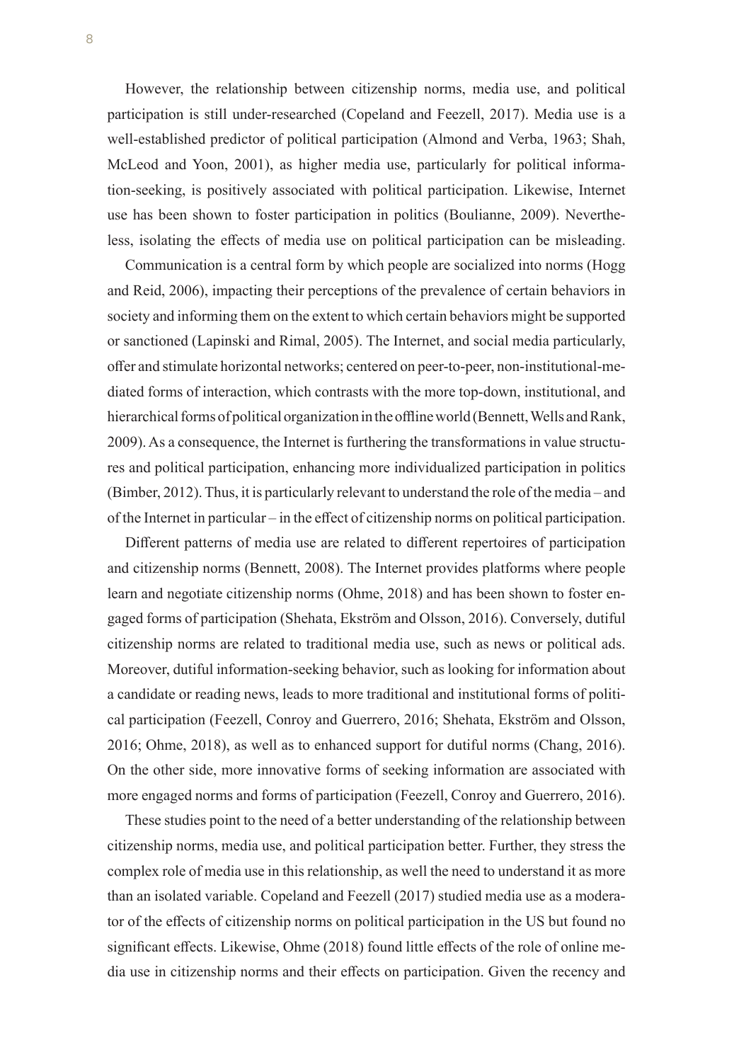However, the relationship between citizenship norms, media use, and political participation is still under-researched (Copeland and Feezell, 2017). Media use is a well-established predictor of political participation (Almond and Verba, 1963; Shah, McLeod and Yoon, 2001), as higher media use, particularly for political information-seeking, is positively associated with political participation. Likewise, Internet use has been shown to foster participation in politics (Boulianne, 2009). Nevertheless, isolating the effects of media use on political participation can be misleading.

Communication is a central form by which people are socialized into norms (Hogg and Reid, 2006), impacting their perceptions of the prevalence of certain behaviors in society and informing them on the extent to which certain behaviors might be supported or sanctioned (Lapinski and Rimal, 2005). The Internet, and social media particularly, offer and stimulate horizontal networks; centered on peer-to-peer, non-institutional-mediated forms of interaction, which contrasts with the more top-down, institutional, and hierarchical forms of political organization in the offline world (Bennett, Wells and Rank, 2009). As a consequence, the Internet is furthering the transformations in value structures and political participation, enhancing more individualized participation in politics (Bimber, 2012). Thus, it is particularly relevant to understand the role of the media – and of the Internet in particular – in the effect of citizenship norms on political participation.

Different patterns of media use are related to different repertoires of participation and citizenship norms (Bennett, 2008). The Internet provides platforms where people learn and negotiate citizenship norms (Ohme, 2018) and has been shown to foster engaged forms of participation (Shehata, Ekström and Olsson, 2016). Conversely, dutiful citizenship norms are related to traditional media use, such as news or political ads. Moreover, dutiful information-seeking behavior, such as looking for information about a candidate or reading news, leads to more traditional and institutional forms of political participation (Feezell, Conroy and Guerrero, 2016; Shehata, Ekström and Olsson, 2016; Ohme, 2018), as well as to enhanced support for dutiful norms (Chang, 2016). On the other side, more innovative forms of seeking information are associated with more engaged norms and forms of participation (Feezell, Conroy and Guerrero, 2016).

These studies point to the need of a better understanding of the relationship between citizenship norms, media use, and political participation better. Further, they stress the complex role of media use in this relationship, as well the need to understand it as more than an isolated variable. Copeland and Feezell (2017) studied media use as a moderator of the effects of citizenship norms on political participation in the US but found no significant effects. Likewise, Ohme (2018) found little effects of the role of online media use in citizenship norms and their effects on participation. Given the recency and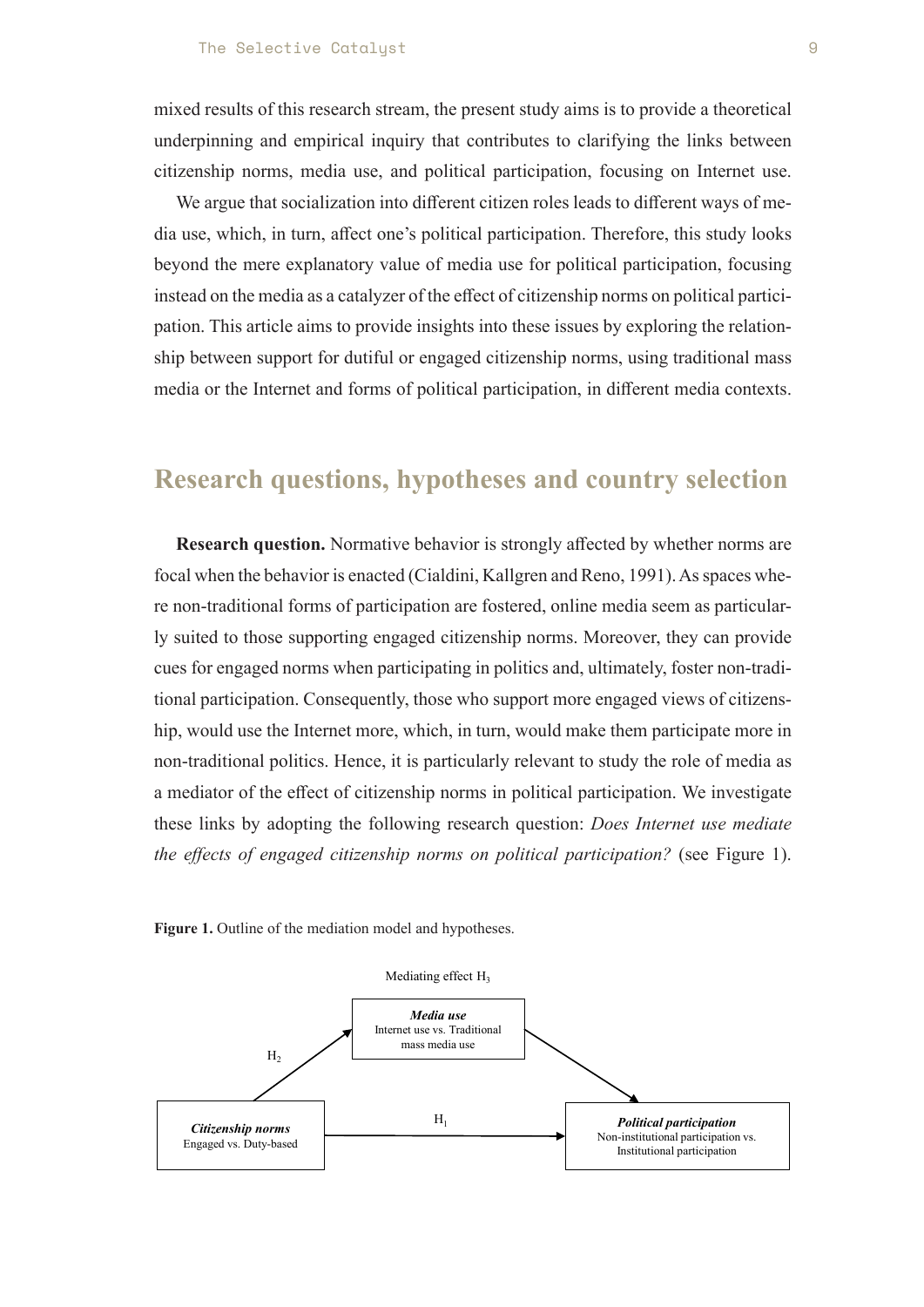mixed results of this research stream, the present study aims is to provide a theoretical underpinning and empirical inquiry that contributes to clarifying the links between citizenship norms, media use, and political participation, focusing on Internet use.

We argue that socialization into different citizen roles leads to different ways of media use, which, in turn, affect one's political participation. Therefore, this study looks beyond the mere explanatory value of media use for political participation, focusing instead on the media as a catalyzer of the effect of citizenship norms on political participation. This article aims to provide insights into these issues by exploring the relationship between support for dutiful or engaged citizenship norms, using traditional mass media or the Internet and forms of political participation, in different media contexts.

## Research questions, hypotheses and country selection

**Research question.** Normative behavior is strongly affected by whether norms are focal when the behavior is enacted (Cialdini, Kallgren and Reno, 1991). As spaces where non-traditional forms of participation are fostered, online media seem as particularly suited to those supporting engaged citizenship norms. Moreover, they can provide cues for engaged norms when participating in politics and, ultimately, foster non-traditional participation. Consequently, those who support more engaged views of citizenship, would use the Internet more, which, in turn, would make them participate more in non-traditional politics. Hence, it is particularly relevant to study the role of media as a mediator of the effect of citizenship norms in political participation. We investigate these links by adopting the following research question: *Does Internet use mediate the effects of engaged citizenship norms on political participation?* (see Figure 1).

**Figure 1.** Outline of the mediation model and hypotheses.

Mediating effect $H_3$

***Media use***
Internet use vs. Traditional mass media use

$H_2$

***Citizenship norms***
Engaged vs. Duty-based

$H_1$

***Political participation***
Non-institutional participation vs. Institutional participation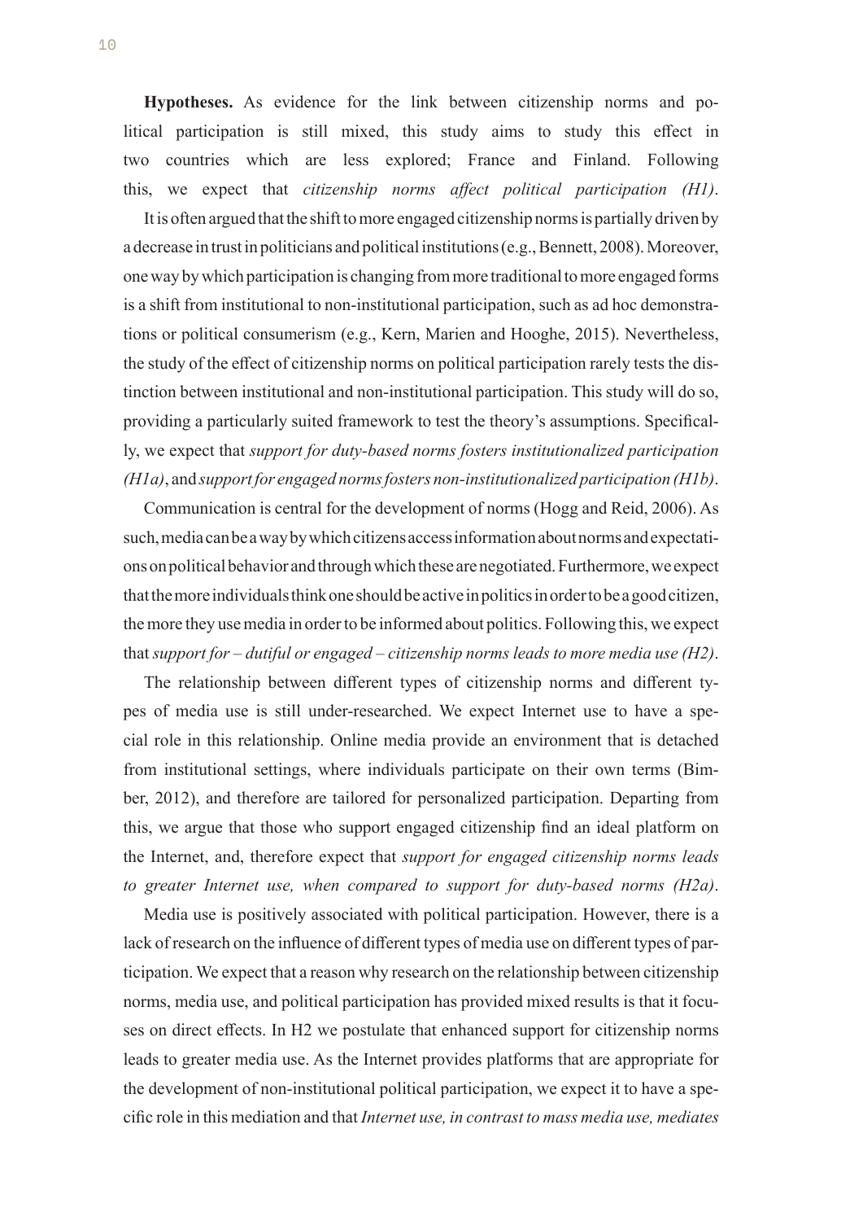**Hypotheses.** As evidence for the link between citizenship norms and political participation is still mixed, this study aims to study this effect in two countries which are less explored; France and Finland. Following this, we expect that *citizenship norms affect political participation (H1)*.

It is often argued that the shift to more engaged citizenship norms is partially driven by a decrease in trust in politicians and political institutions (e.g., Bennett, 2008). Moreover, one way by which participation is changing from more traditional to more engaged forms is a shift from institutional to non-institutional participation, such as ad hoc demonstrations or political consumerism (e.g., Kern, Marien and Hooghe, 2015). Nevertheless, the study of the effect of citizenship norms on political participation rarely tests the distinction between institutional and non-institutional participation. This study will do so, providing a particularly suited framework to test the theory's assumptions. Specifically, we expect that *support for duty-based norms fosters institutionalized participation (H1a)*, and *support for engaged norms fosters non-institutionalized participation (H1b)*.

Communication is central for the development of norms (Hogg and Reid, 2006). As such, media can be a way by which citizens access information about norms and expectations on political behavior and through which these are negotiated. Furthermore, we expect that the more individuals think one should be active in politics in order to be a good citizen, the more they use media in order to be informed about politics. Following this, we expect that *support for – dutiful or engaged – citizenship norms leads to more media use (H2)*.

The relationship between different types of citizenship norms and different types of media use is still under-researched. We expect Internet use to have a special role in this relationship. Online media provide an environment that is detached from institutional settings, where individuals participate on their own terms (Bimber, 2012), and therefore are tailored for personalized participation. Departing from this, we argue that those who support engaged citizenship find an ideal platform on the Internet, and, therefore expect that *support for engaged citizenship norms leads to greater Internet use, when compared to support for duty-based norms (H2a)*.

Media use is positively associated with political participation. However, there is a lack of research on the influence of different types of media use on different types of participation. We expect that a reason why research on the relationship between citizenship norms, media use, and political participation has provided mixed results is that it focuses on direct effects. In H2 we postulate that enhanced support for citizenship norms leads to greater media use. As the Internet provides platforms that are appropriate for the development of non-institutional political participation, we expect it to have a specific role in this mediation and that *Internet use, in contrast to mass media use, mediates*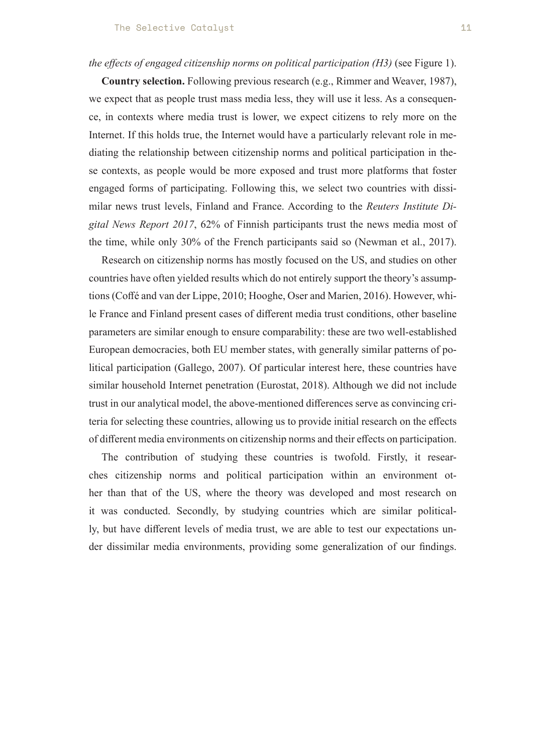*the effects of engaged citizenship norms on political participation (H3)* (see Figure 1).

**Country selection.** Following previous research (e.g., Rimmer and Weaver, 1987), we expect that as people trust mass media less, they will use it less. As a consequence, in contexts where media trust is lower, we expect citizens to rely more on the Internet. If this holds true, the Internet would have a particularly relevant role in mediating the relationship between citizenship norms and political participation in these contexts, as people would be more exposed and trust more platforms that foster engaged forms of participating. Following this, we select two countries with dissimilar news trust levels, Finland and France. According to the *Reuters Institute Digital News Report 2017*, 62% of Finnish participants trust the news media most of the time, while only 30% of the French participants said so (Newman et al., 2017).

Research on citizenship norms has mostly focused on the US, and studies on other countries have often yielded results which do not entirely support the theory's assumptions (Coffé and van der Lippe, 2010; Hooghe, Oser and Marien, 2016). However, while France and Finland present cases of different media trust conditions, other baseline parameters are similar enough to ensure comparability: these are two well-established European democracies, both EU member states, with generally similar patterns of political participation (Gallego, 2007). Of particular interest here, these countries have similar household Internet penetration (Eurostat, 2018). Although we did not include trust in our analytical model, the above-mentioned differences serve as convincing criteria for selecting these countries, allowing us to provide initial research on the effects of different media environments on citizenship norms and their effects on participation.

The contribution of studying these countries is twofold. Firstly, it researches citizenship norms and political participation within an environment other than that of the US, where the theory was developed and most research on it was conducted. Secondly, by studying countries which are similar politically, but have different levels of media trust, we are able to test our expectations under dissimilar media environments, providing some generalization of our findings.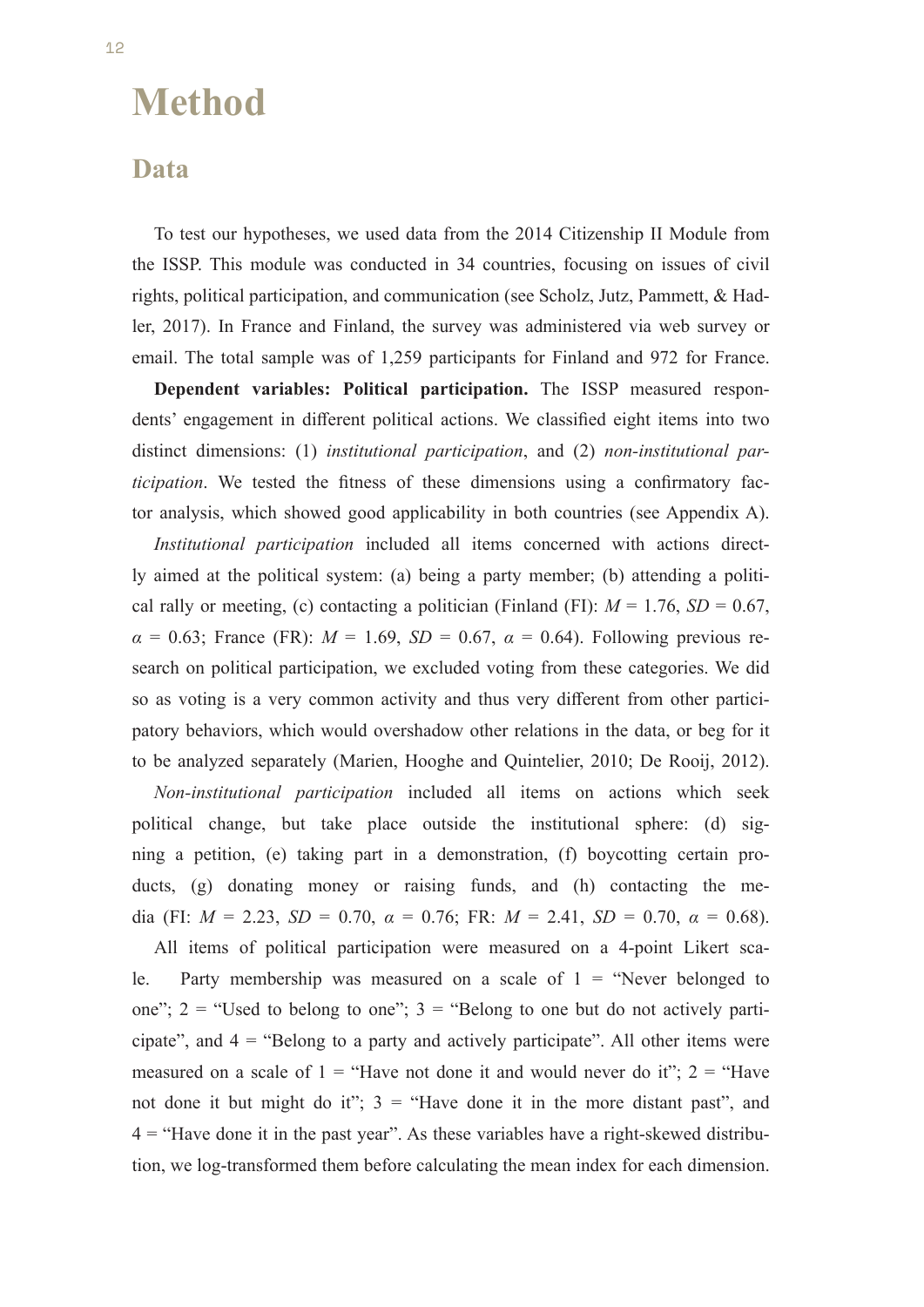# Method

## Data

To test our hypotheses, we used data from the 2014 Citizenship II Module from the ISSP. This module was conducted in 34 countries, focusing on issues of civil rights, political participation, and communication (see Scholz, Jutz, Pammett, & Hadler, 2017). In France and Finland, the survey was administered via web survey or email. The total sample was of 1,259 participants for Finland and 972 for France.

**Dependent variables: Political participation.** The ISSP measured respondents' engagement in different political actions. We classified eight items into two distinct dimensions: (1) *institutional participation*, and (2) *non-institutional participation*. We tested the fitness of these dimensions using a confirmatory factor analysis, which showed good applicability in both countries (see Appendix A).

*Institutional participation* included all items concerned with actions directly aimed at the political system: (a) being a party member; (b) attending a political rally or meeting, (c) contacting a politician (Finland (FI): $M$ = 1.76, $SD$ = 0.67, $\alpha$ = 0.63; France (FR): $M$ = 1.69, $SD$ = 0.67, $\alpha$ = 0.64). Following previous research on political participation, we excluded voting from these categories. We did so as voting is a very common activity and thus very different from other participatory behaviors, which would overshadow other relations in the data, or beg for it to be analyzed separately (Marien, Hooghe and Quintelier, 2010; De Rooij, 2012).

*Non-institutional participation* included all items on actions which seek political change, but take place outside the institutional sphere: (d) signing a petition, (e) taking part in a demonstration, (f) boycotting certain products, (g) donating money or raising funds, and (h) contacting the media (FI: $M$ = 2.23, $SD$ = 0.70, $\alpha$ = 0.76; FR: $M$ = 2.41, $SD$ = 0.70, $\alpha$ = 0.68).

All items of political participation were measured on a 4-point Likert scale. Party membership was measured on a scale of 1 = "Never belonged to one"; 2 = "Used to belong to one"; 3 = "Belong to one but do not actively participate", and 4 = "Belong to a party and actively participate". All other items were measured on a scale of 1 = "Have not done it and would never do it"; 2 = "Have not done it but might do it"; 3 = "Have done it in the more distant past", and 4 = "Have done it in the past year". As these variables have a right-skewed distribution, we log-transformed them before calculating the mean index for each dimension.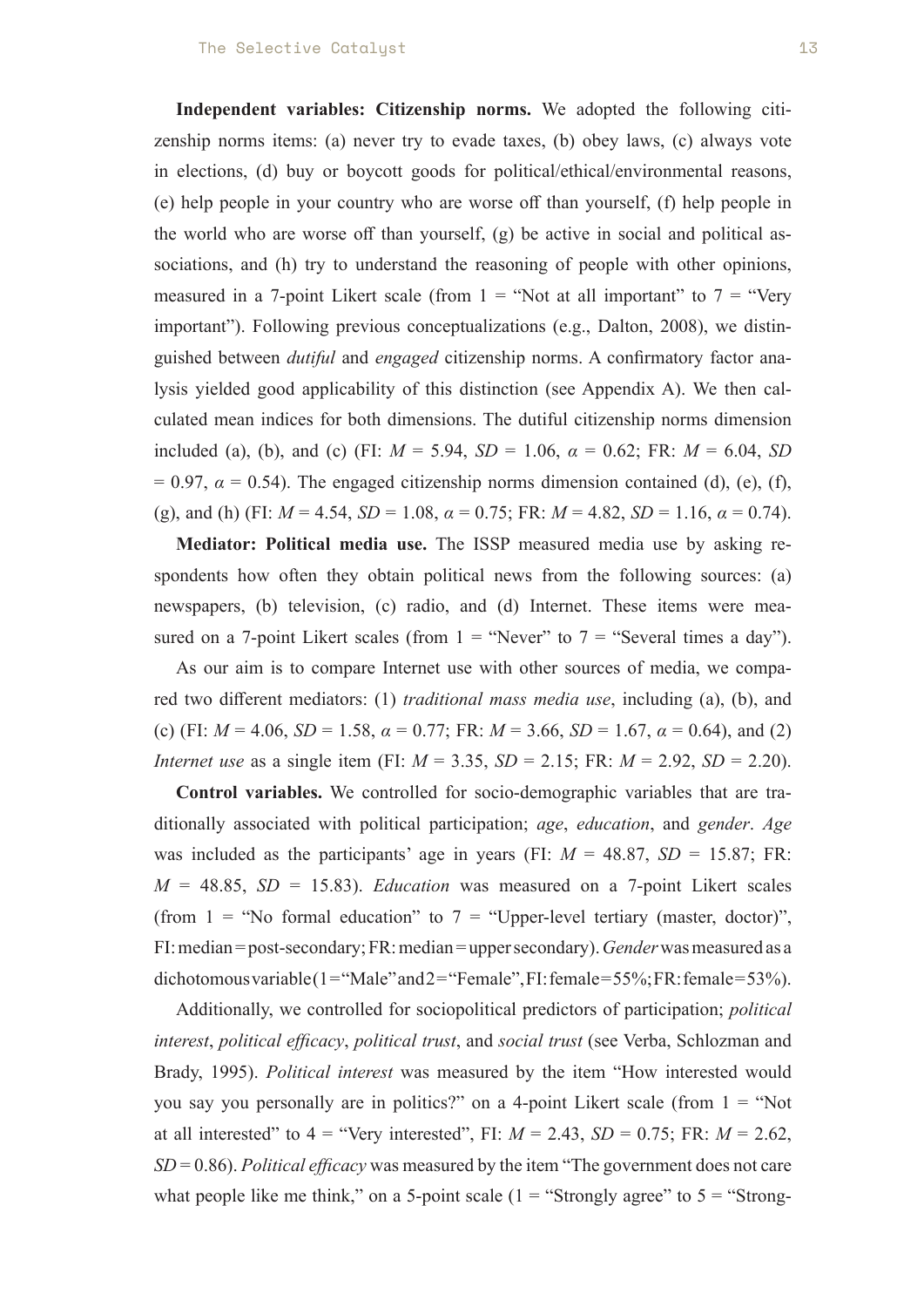**Independent variables: Citizenship norms.** We adopted the following citizenship norms items: (a) never try to evade taxes, (b) obey laws, (c) always vote in elections, (d) buy or boycott goods for political/ethical/environmental reasons, (e) help people in your country who are worse off than yourself, (f) help people in the world who are worse off than yourself, (g) be active in social and political associations, and (h) try to understand the reasoning of people with other opinions, measured in a 7-point Likert scale (from 1 = "Not at all important" to 7 = "Very important"). Following previous conceptualizations (e.g., Dalton, 2008), we distinguished between *dutiful* and *engaged* citizenship norms. A confirmatory factor analysis yielded good applicability of this distinction (see Appendix A). We then calculated mean indices for both dimensions. The dutiful citizenship norms dimension included (a), (b), and (c) (FI: $M$ = 5.94, $SD$ = 1.06, $\alpha$ = 0.62; FR: $M$ = 6.04, $SD$ = 0.97, $\alpha$ = 0.54). The engaged citizenship norms dimension contained (d), (e), (f), (g), and (h) (FI: $M$ = 4.54, $SD$ = 1.08, $\alpha$ = 0.75; FR: $M$ = 4.82, $SD$ = 1.16, $\alpha$ = 0.74).

**Mediator: Political media use.** The ISSP measured media use by asking respondents how often they obtain political news from the following sources: (a) newspapers, (b) television, (c) radio, and (d) Internet. These items were measured on a 7-point Likert scales (from 1 = "Never" to 7 = "Several times a day").

As our aim is to compare Internet use with other sources of media, we compared two different mediators: (1) *traditional mass media use*, including (a), (b), and (c) (FI: $M$ = 4.06, $SD$ = 1.58, $\alpha$ = 0.77; FR: $M$ = 3.66, $SD$ = 1.67, $\alpha$ = 0.64), and (2) *Internet use* as a single item (FI: $M$ = 3.35, $SD$ = 2.15; FR: $M$ = 2.92, $SD$ = 2.20).

**Control variables.** We controlled for socio-demographic variables that are traditionally associated with political participation; *age*, *education*, and *gender*. *Age* was included as the participants' age in years (FI: $M$ = 48.87, $SD$ = 15.87; FR: $M$ = 48.85, $SD$ = 15.83). *Education* was measured on a 7-point Likert scales (from 1 = "No formal education" to 7 = "Upper-level tertiary (master, doctor)", FI: median = post-secondary; FR: median = upper secondary). *Gender* was measured as a dichotomous variable (1 = "Male" and 2 = "Female", FI: female = 55%; FR: female = 53%).

Additionally, we controlled for sociopolitical predictors of participation; *political interest*, *political efficacy*, *political trust*, and *social trust* (see Verba, Schlozman and Brady, 1995). *Political interest* was measured by the item "How interested would you say you personally are in politics?" on a 4-point Likert scale (from 1 = "Not at all interested" to 4 = "Very interested", FI: $M$ = 2.43, $SD$ = 0.75; FR: $M$ = 2.62, $SD$ = 0.86). *Political efficacy* was measured by the item "The government does not care what people like me think," on a 5-point scale (1 = "Strongly agree" to 5 = "Strong-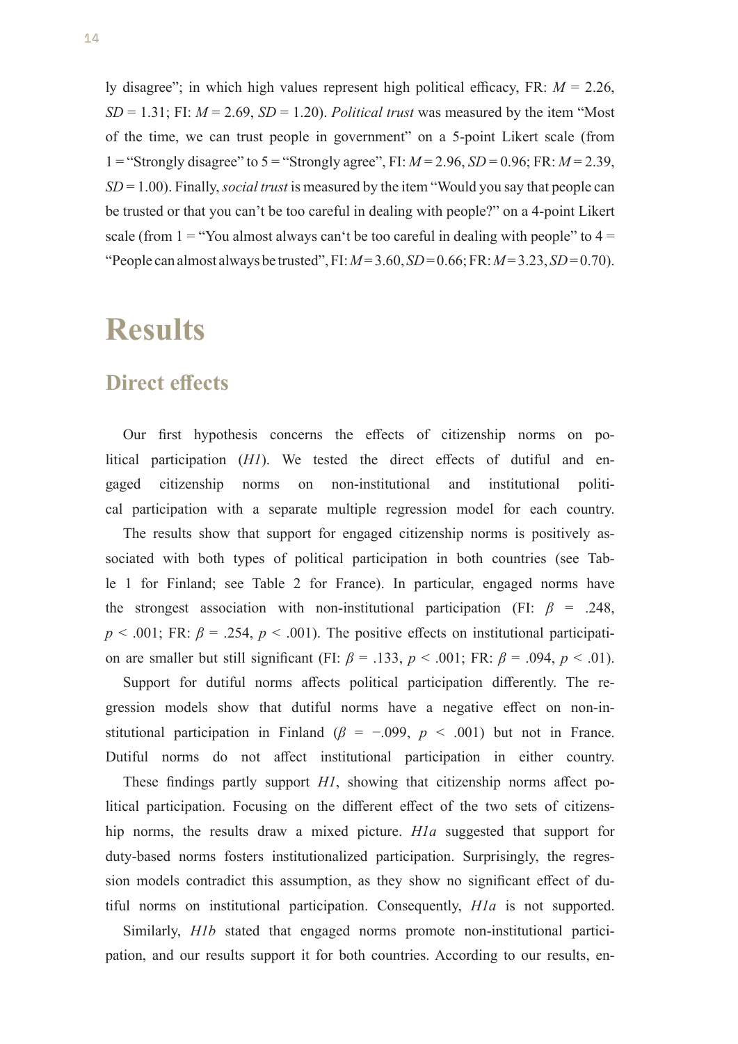ly disagree"; in which high values represent high political efficacy, FR: $M = 2.26$, $SD = 1.31$; FI: $M = 2.69$, $SD = 1.20$). *Political trust* was measured by the item "Most of the time, we can trust people in government" on a 5-point Likert scale (from 1 = "Strongly disagree" to 5 = "Strongly agree", FI: $M = 2.96$, $SD = 0.96$; FR: $M = 2.39$, $SD = 1.00$). Finally, *social trust* is measured by the item "Would you say that people can be trusted or that you can't be too careful in dealing with people?" on a 4-point Likert scale (from 1 = "You almost always can't be too careful in dealing with people" to 4 = "People can almost always be trusted", FI: $M = 3.60$, $SD = 0.66$; FR: $M = 3.23$, $SD = 0.70$).

# Results

## Direct effects

Our first hypothesis concerns the effects of citizenship norms on political participation (*H1*). We tested the direct effects of dutiful and engaged citizenship norms on non-institutional and institutional political participation with a separate multiple regression model for each country.

The results show that support for engaged citizenship norms is positively associated with both types of political participation in both countries (see Table 1 for Finland; see Table 2 for France). In particular, engaged norms have the strongest association with non-institutional participation (FI: $\beta = .248$, $p < .001$; FR: $\beta = .254$, $p < .001$). The positive effects on institutional participation are smaller but still significant (FI: $\beta = .133$, $p < .001$; FR: $\beta = .094$, $p < .01$).

Support for dutiful norms affects political participation differently. The regression models show that dutiful norms have a negative effect on non-institutional participation in Finland ($\beta = -.099$, $p < .001$) but not in France. Dutiful norms do not affect institutional participation in either country.

These findings partly support *H1*, showing that citizenship norms affect political participation. Focusing on the different effect of the two sets of citizenship norms, the results draw a mixed picture. *H1a* suggested that support for duty-based norms fosters institutionalized participation. Surprisingly, the regression models contradict this assumption, as they show no significant effect of dutiful norms on institutional participation. Consequently, *H1a* is not supported.

Similarly, *H1b* stated that engaged norms promote non-institutional participation, and our results support it for both countries. According to our results, en-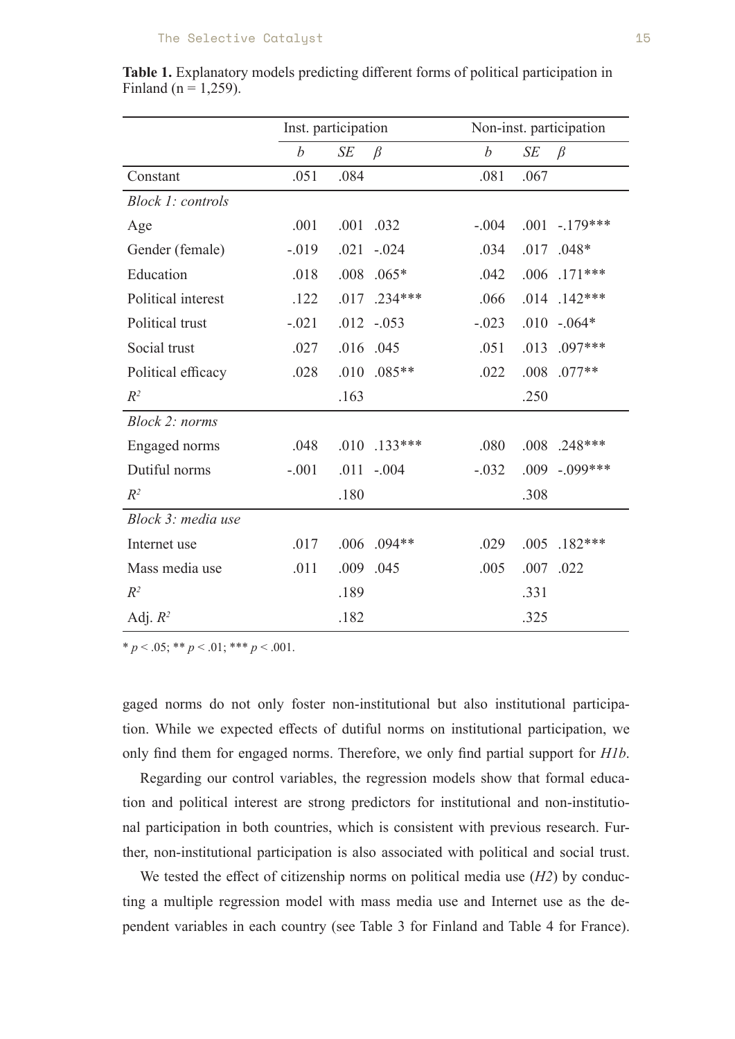**Table 1.** Explanatory models predicting different forms of political participation in Finland (n = 1,259).

| | Inst. participation | | | Non-inst. participation | | |
|---|---|---|---|---|---|---|
| | *b* | *SE* | *β* | *b* | *SE* | *β* |
| Constant | .051 | .084 | | .081 | .067 | |
| *Block 1: controls* | | | | | | |
| Age | .001 | .001 | .032 | -.004 | .001 | -.179*** |
| Gender (female) | -.019 | .021 | -.024 | .034 | .017 | .048* |
| Education | .018 | .008 | .065* | .042 | .006 | .171*** |
| Political interest | .122 | .017 | .234*** | .066 | .014 | .142*** |
| Political trust | -.021 | .012 | -.053 | -.023 | .010 | -.064* |
| Social trust | .027 | .016 | .045 | .051 | .013 | .097*** |
| Political efficacy | .028 | .010 | .085** | .022 | .008 | .077** |
| $R^2$ | | .163 | | | .250 | |
| *Block 2: norms* | | | | | | |
| Engaged norms | .048 | .010 | .133*** | .080 | .008 | .248*** |
| Dutiful norms | -.001 | .011 | -.004 | -.032 | .009 | -.099*** |
| $R^2$ | | .180 | | | .308 | |
| *Block 3: media use* | | | | | | |
| Internet use | .017 | .006 | .094** | .029 | .005 | .182*** |
| Mass media use | .011 | .009 | .045 | .005 | .007 | .022 |
| $R^2$ | | .189 | | | .331 | |
| Adj. $R^2$ | | .182 | | | .325 | |

* $p < .05$; ** $p < .01$; *** $p < .001$.

gaged norms do not only foster non-institutional but also institutional participation. While we expected effects of dutiful norms on institutional participation, we only find them for engaged norms. Therefore, we only find partial support for *H1b*.

Regarding our control variables, the regression models show that formal education and political interest are strong predictors for institutional and non-institutional participation in both countries, which is consistent with previous research. Further, non-institutional participation is also associated with political and social trust.

We tested the effect of citizenship norms on political media use (*H2*) by conducting a multiple regression model with mass media use and Internet use as the dependent variables in each country (see Table 3 for Finland and Table 4 for France).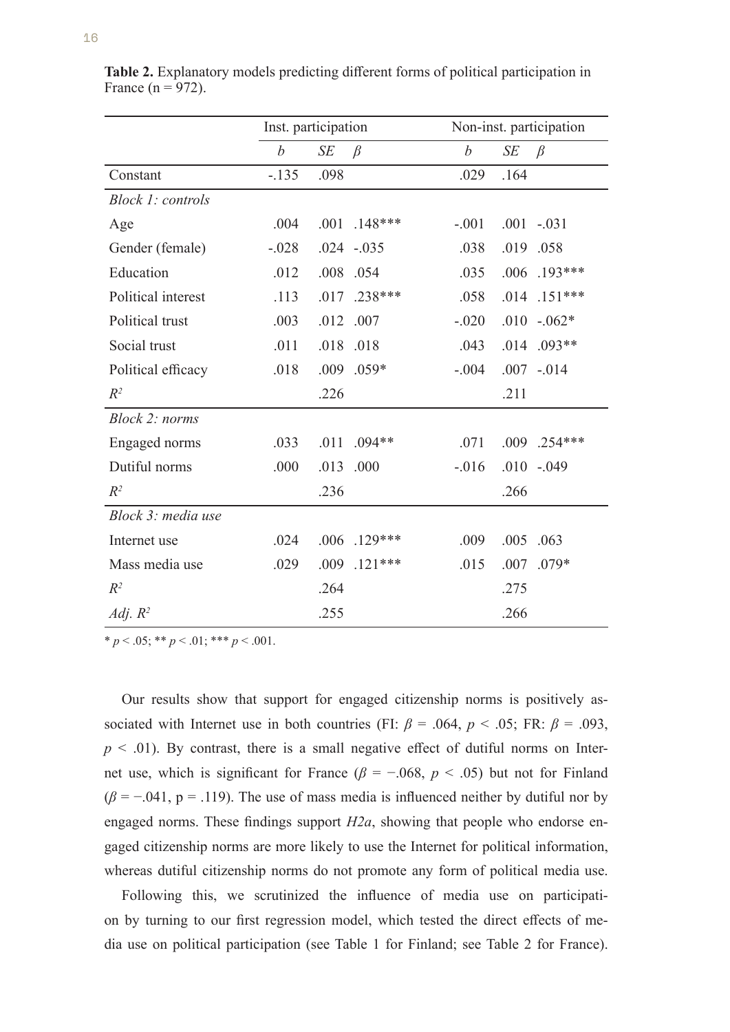**Table 2.** Explanatory models predicting different forms of political participation in France (n = 972).

| | Inst. participation | | | Non-inst. participation | | |
|---|---|---|---|---|---|---|
| | *b* | *SE* | *β* | *b* | *SE* | *β* |
| Constant | -.135 | .098 | | .029 | .164 | |
| *Block 1: controls* | | | | | | |
| Age | .004 | .001 | .148*** | -.001 | .001 | -.031 |
| Gender (female) | -.028 | .024 | -.035 | .038 | .019 | .058 |
| Education | .012 | .008 | .054 | .035 | .006 | .193*** |
| Political interest | .113 | .017 | .238*** | .058 | .014 | .151*** |
| Political trust | .003 | .012 | .007 | -.020 | .010 | -.062* |
| Social trust | .011 | .018 | .018 | .043 | .014 | .093** |
| Political efficacy | .018 | .009 | .059* | -.004 | .007 | -.014 |
| $R^2$ | | .226 | | | .211 | |
| *Block 2: norms* | | | | | | |
| Engaged norms | .033 | .011 | .094** | .071 | .009 | .254*** |
| Dutiful norms | .000 | .013 | .000 | -.016 | .010 | -.049 |
| $R^2$ | | .236 | | | .266 | |
| *Block 3: media use* | | | | | | |
| Internet use | .024 | .006 | .129*** | .009 | .005 | .063 |
| Mass media use | .029 | .009 | .121*** | .015 | .007 | .079* |
| $R^2$ | | .264 | | | .275 | |
| *Adj.* $R^2$ | | .255 | | | .266 | |

* $p < .05$; ** $p < .01$; *** $p < .001$.

Our results show that support for engaged citizenship norms is positively associated with Internet use in both countries (FI: $\beta = .064$, $p < .05$; FR: $\beta = .093$, $p < .01$). By contrast, there is a small negative effect of dutiful norms on Internet use, which is significant for France ($\beta = -.068$, $p < .05$) but not for Finland ($\beta = -.041$, p = .119). The use of mass media is influenced neither by dutiful nor by engaged norms. These findings support *H2a*, showing that people who endorse engaged citizenship norms are more likely to use the Internet for political information, whereas dutiful citizenship norms do not promote any form of political media use.

Following this, we scrutinized the influence of media use on participation by turning to our first regression model, which tested the direct effects of media use on political participation (see Table 1 for Finland; see Table 2 for France).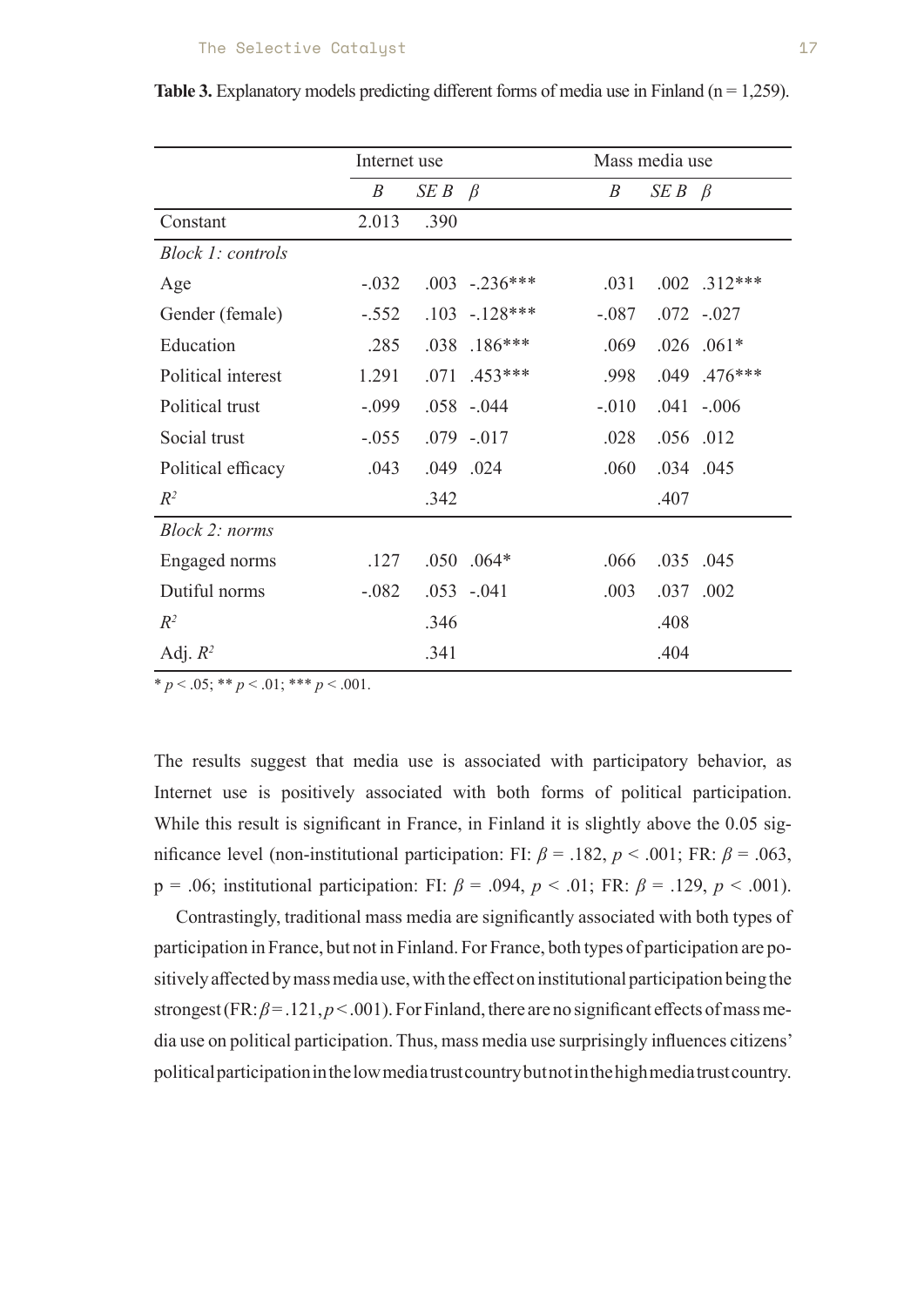**Table 3.** Explanatory models predicting different forms of media use in Finland (n = 1,259).

| | Internet use | | | Mass media use | | |
|---|---|---|---|---|---|---|
| | *B* | *SE B* | *β* | *B* | *SE B* | *β* |
| Constant | 2.013 | .390 | | | | |
| *Block 1: controls* | | | | | | |
| Age | -.032 | .003 | -.236*** | .031 | .002 | .312*** |
| Gender (female) | -.552 | .103 | -.128*** | -.087 | .072 | -.027 |
| Education | .285 | .038 | .186*** | .069 | .026 | .061* |
| Political interest | 1.291 | .071 | .453*** | .998 | .049 | .476*** |
| Political trust | -.099 | .058 | -.044 | -.010 | .041 | -.006 |
| Social trust | -.055 | .079 | -.017 | .028 | .056 | .012 |
| Political efficacy | .043 | .049 | .024 | .060 | .034 | .045 |
| $R^2$ | | .342 | | | .407 | |
| *Block 2: norms* | | | | | | |
| Engaged norms | .127 | .050 | .064* | .066 | .035 | .045 |
| Dutiful norms | -.082 | .053 | -.041 | .003 | .037 | .002 |
| $R^2$ | | .346 | | | .408 | |
| Adj. $R^2$ | | .341 | | | .404 | |

* $p < .05$; ** $p < .01$; *** $p < .001$.

The results suggest that media use is associated with participatory behavior, as Internet use is positively associated with both forms of political participation. While this result is significant in France, in Finland it is slightly above the 0.05 significance level (non-institutional participation: FI: $\beta = .182$, $p < .001$; FR: $\beta = .063$, p = .06; institutional participation: FI: $\beta = .094$, $p < .01$; FR: $\beta = .129$, $p < .001$).

Contrastingly, traditional mass media are significantly associated with both types of participation in France, but not in Finland. For France, both types of participation are positively affected by mass media use, with the effect on institutional participation being the strongest (FR: $\beta = .121$, $p < .001$). For Finland, there are no significant effects of mass media use on political participation. Thus, mass media use surprisingly influences citizens' political participation in the low media trust country but not in the high media trust country.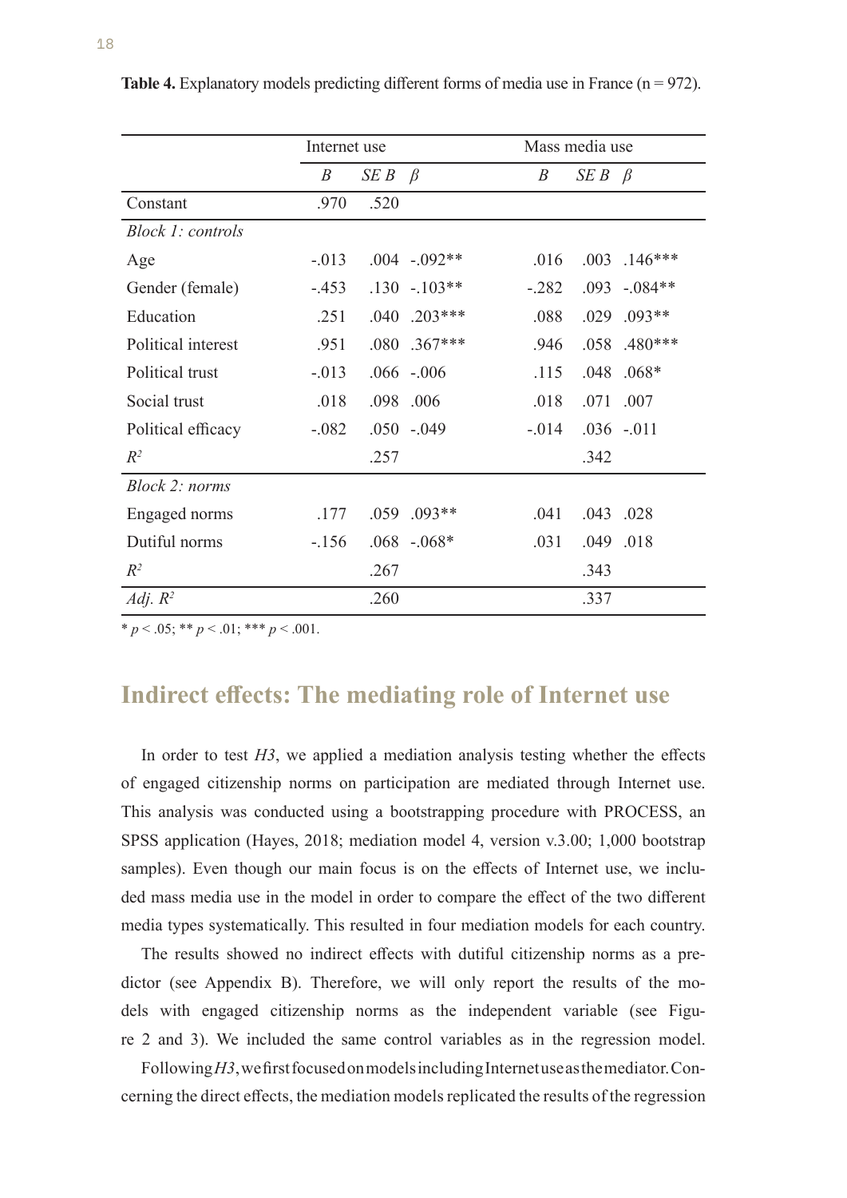**Table 4.** Explanatory models predicting different forms of media use in France (n = 972).

| | Internet use | | | Mass media use | | |
|---|---|---|---|---|---|---|
| | *B* | *SE B* | *β* | *B* | *SE B* | *β* |
| Constant | .970 | .520 | | | | |
| *Block 1: controls* | | | | | | |
| Age | -.013 | .004 | -.092** | .016 | .003 | .146*** |
| Gender (female) | -.453 | .130 | -.103** | -.282 | .093 | -.084** |
| Education | .251 | .040 | .203*** | .088 | .029 | .093** |
| Political interest | .951 | .080 | .367*** | .946 | .058 | .480*** |
| Political trust | -.013 | .066 | -.006 | .115 | .048 | .068* |
| Social trust | .018 | .098 | .006 | .018 | .071 | .007 |
| Political efficacy | -.082 | .050 | -.049 | -.014 | .036 | -.011 |
| $R^2$ | | .257 | | | .342 | |
| *Block 2: norms* | | | | | | |
| Engaged norms | .177 | .059 | .093** | .041 | .043 | .028 |
| Dutiful norms | -.156 | .068 | -.068* | .031 | .049 | .018 |
| $R^2$ | | .267 | | | .343 | |
| *Adj. $R^2$* | | .260 | | | .337 | |

* $p < .05$; ** $p < .01$; *** $p < .001$.

## Indirect effects: The mediating role of Internet use

In order to test *H3*, we applied a mediation analysis testing whether the effects of engaged citizenship norms on participation are mediated through Internet use. This analysis was conducted using a bootstrapping procedure with PROCESS, an SPSS application (Hayes, 2018; mediation model 4, version v.3.00; 1,000 bootstrap samples). Even though our main focus is on the effects of Internet use, we included mass media use in the model in order to compare the effect of the two different media types systematically. This resulted in four mediation models for each country.

The results showed no indirect effects with dutiful citizenship norms as a predictor (see Appendix B). Therefore, we will only report the results of the models with engaged citizenship norms as the independent variable (see Figure 2 and 3). We included the same control variables as in the regression model.

Following *H3*, we first focused on models including Internet use as the mediator. Concerning the direct effects, the mediation models replicated the results of the regression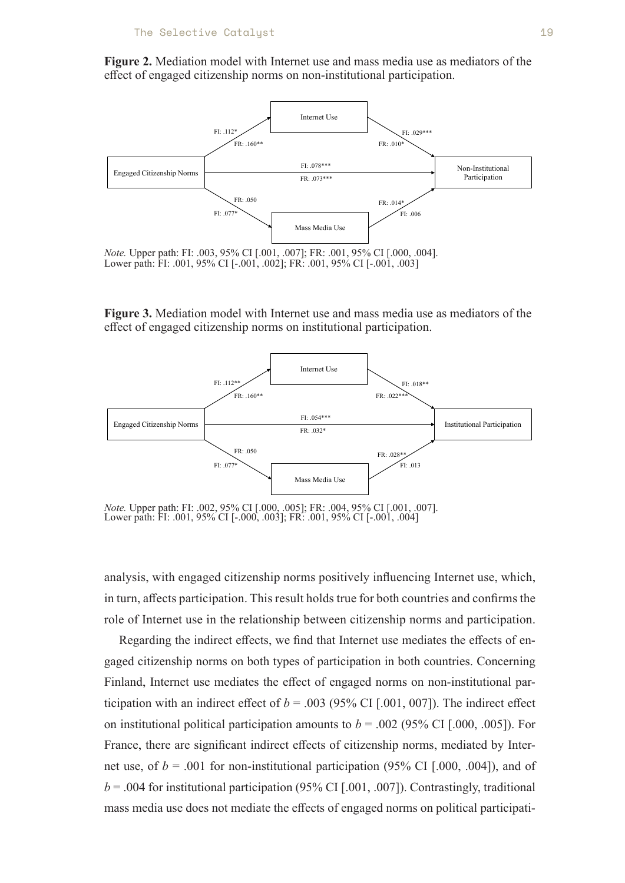**Figure 2.** Mediation model with Internet use and mass media use as mediators of the effect of engaged citizenship norms on non-institutional participation.

Engaged Citizenship Norms → Internet Use: FI: .112*, FR: .160**
Internet Use → Non-Institutional Participation: FI: .029***, FR: .010*
Engaged Citizenship Norms → Non-Institutional Participation: FI: .078***, FR: .073***
Engaged Citizenship Norms → Mass Media Use: FR: .050, FI: .077*
Mass Media Use → Non-Institutional Participation: FR: .014*, FI: .006

*Note.* Upper path: FI: .003, 95% CI [.001, .007]; FR: .001, 95% CI [.000, .004].
Lower path: FI: .001, 95% CI [-.001, .002]; FR: .001, 95% CI [-.001, .003]

**Figure 3.** Mediation model with Internet use and mass media use as mediators of the effect of engaged citizenship norms on institutional participation.

Engaged Citizenship Norms → Internet Use: FI: .112**, FR: .160**
Internet Use → Institutional Participation: FI: .018**, FR: .022***
Engaged Citizenship Norms → Institutional Participation: FI: .054***, FR: .032*
Engaged Citizenship Norms → Mass Media Use: FR: .050, FI: .077*
Mass Media Use → Institutional Participation: FR: .028**, FI: .013

*Note.* Upper path: FI: .002, 95% CI [.000, .005]; FR: .004, 95% CI [.001, .007].
Lower path: FI: .001, 95% CI [-.000, .003]; FR: .001, 95% CI [-.001, .004]

analysis, with engaged citizenship norms positively influencing Internet use, which, in turn, affects participation. This result holds true for both countries and confirms the role of Internet use in the relationship between citizenship norms and participation.

Regarding the indirect effects, we find that Internet use mediates the effects of engaged citizenship norms on both types of participation in both countries. Concerning Finland, Internet use mediates the effect of engaged norms on non-institutional participation with an indirect effect of $b$ = .003 (95% CI [.001, 007]). The indirect effect on institutional political participation amounts to $b$ = .002 (95% CI [.000, .005]). For France, there are significant indirect effects of citizenship norms, mediated by Internet use, of $b$ = .001 for non-institutional participation (95% CI [.000, .004]), and of $b$ = .004 for institutional participation (95% CI [.001, .007]). Contrastingly, traditional mass media use does not mediate the effects of engaged norms on political participati-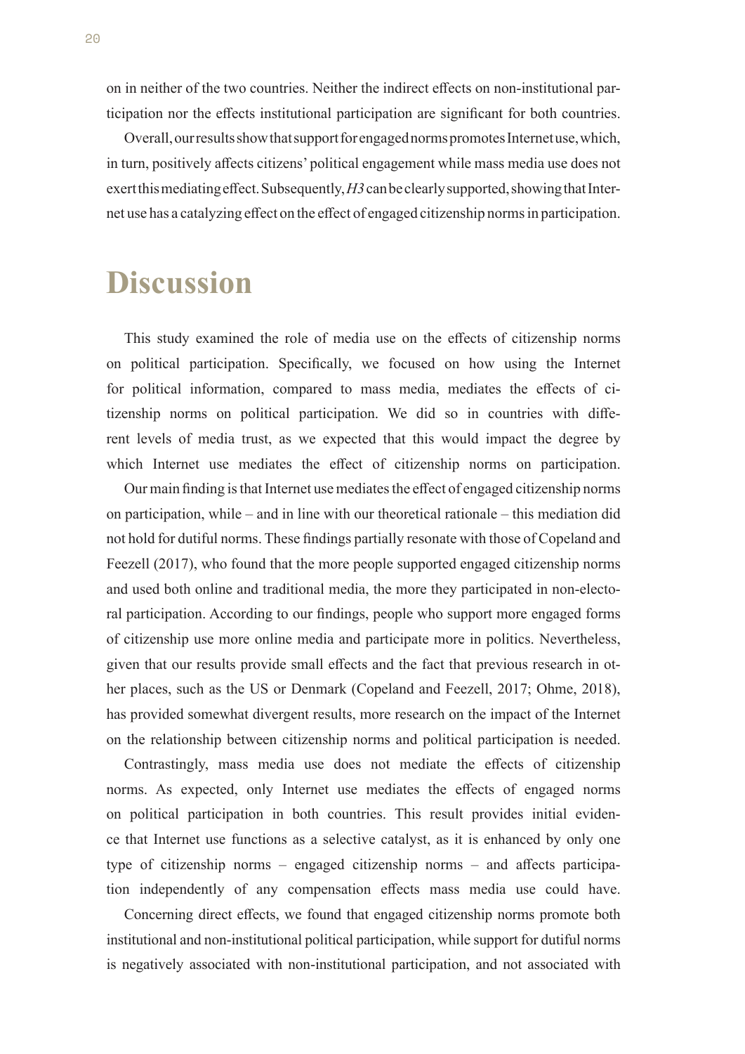on in neither of the two countries. Neither the indirect effects on non-institutional participation nor the effects institutional participation are significant for both countries.

Overall, our results show that support for engaged norms promotes Internet use, which, in turn, positively affects citizens' political engagement while mass media use does not exert this mediating effect. Subsequently, *H3* can be clearly supported, showing that Internet use has a catalyzing effect on the effect of engaged citizenship norms in participation.

# Discussion

This study examined the role of media use on the effects of citizenship norms on political participation. Specifically, we focused on how using the Internet for political information, compared to mass media, mediates the effects of citizenship norms on political participation. We did so in countries with different levels of media trust, as we expected that this would impact the degree by which Internet use mediates the effect of citizenship norms on participation.

Our main finding is that Internet use mediates the effect of engaged citizenship norms on participation, while – and in line with our theoretical rationale – this mediation did not hold for dutiful norms. These findings partially resonate with those of Copeland and Feezell (2017), who found that the more people supported engaged citizenship norms and used both online and traditional media, the more they participated in non-electoral participation. According to our findings, people who support more engaged forms of citizenship use more online media and participate more in politics. Nevertheless, given that our results provide small effects and the fact that previous research in other places, such as the US or Denmark (Copeland and Feezell, 2017; Ohme, 2018), has provided somewhat divergent results, more research on the impact of the Internet on the relationship between citizenship norms and political participation is needed.

Contrastingly, mass media use does not mediate the effects of citizenship norms. As expected, only Internet use mediates the effects of engaged norms on political participation in both countries. This result provides initial evidence that Internet use functions as a selective catalyst, as it is enhanced by only one type of citizenship norms – engaged citizenship norms – and affects participation independently of any compensation effects mass media use could have.

Concerning direct effects, we found that engaged citizenship norms promote both institutional and non-institutional political participation, while support for dutiful norms is negatively associated with non-institutional participation, and not associated with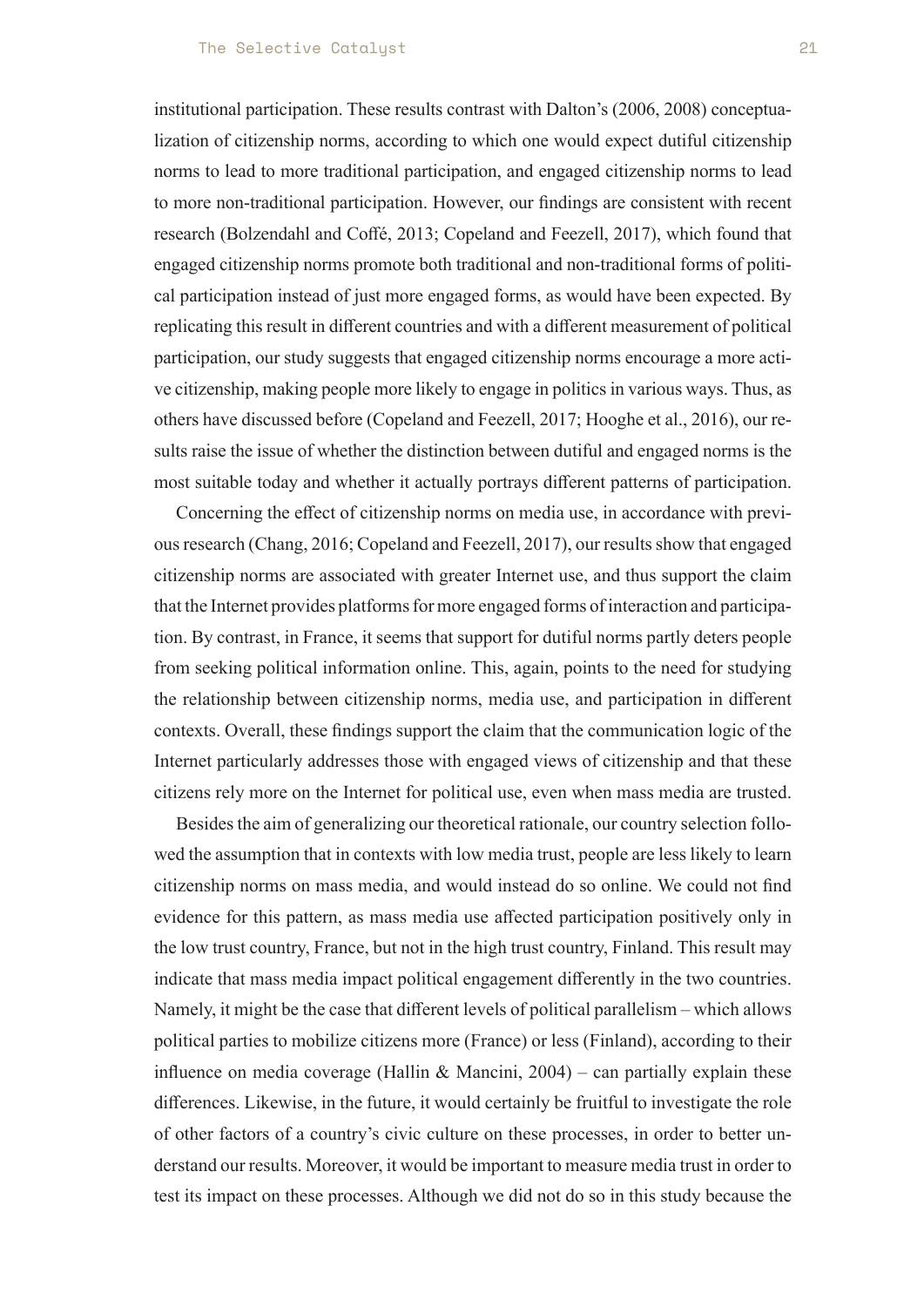institutional participation. These results contrast with Dalton's (2006, 2008) conceptualization of citizenship norms, according to which one would expect dutiful citizenship norms to lead to more traditional participation, and engaged citizenship norms to lead to more non-traditional participation. However, our findings are consistent with recent research (Bolzendahl and Coffé, 2013; Copeland and Feezell, 2017), which found that engaged citizenship norms promote both traditional and non-traditional forms of political participation instead of just more engaged forms, as would have been expected. By replicating this result in different countries and with a different measurement of political participation, our study suggests that engaged citizenship norms encourage a more active citizenship, making people more likely to engage in politics in various ways. Thus, as others have discussed before (Copeland and Feezell, 2017; Hooghe et al., 2016), our results raise the issue of whether the distinction between dutiful and engaged norms is the most suitable today and whether it actually portrays different patterns of participation.

Concerning the effect of citizenship norms on media use, in accordance with previous research (Chang, 2016; Copeland and Feezell, 2017), our results show that engaged citizenship norms are associated with greater Internet use, and thus support the claim that the Internet provides platforms for more engaged forms of interaction and participation. By contrast, in France, it seems that support for dutiful norms partly deters people from seeking political information online. This, again, points to the need for studying the relationship between citizenship norms, media use, and participation in different contexts. Overall, these findings support the claim that the communication logic of the Internet particularly addresses those with engaged views of citizenship and that these citizens rely more on the Internet for political use, even when mass media are trusted.

Besides the aim of generalizing our theoretical rationale, our country selection followed the assumption that in contexts with low media trust, people are less likely to learn citizenship norms on mass media, and would instead do so online. We could not find evidence for this pattern, as mass media use affected participation positively only in the low trust country, France, but not in the high trust country, Finland. This result may indicate that mass media impact political engagement differently in the two countries. Namely, it might be the case that different levels of political parallelism – which allows political parties to mobilize citizens more (France) or less (Finland), according to their influence on media coverage (Hallin & Mancini, 2004) – can partially explain these differences. Likewise, in the future, it would certainly be fruitful to investigate the role of other factors of a country's civic culture on these processes, in order to better understand our results. Moreover, it would be important to measure media trust in order to test its impact on these processes. Although we did not do so in this study because the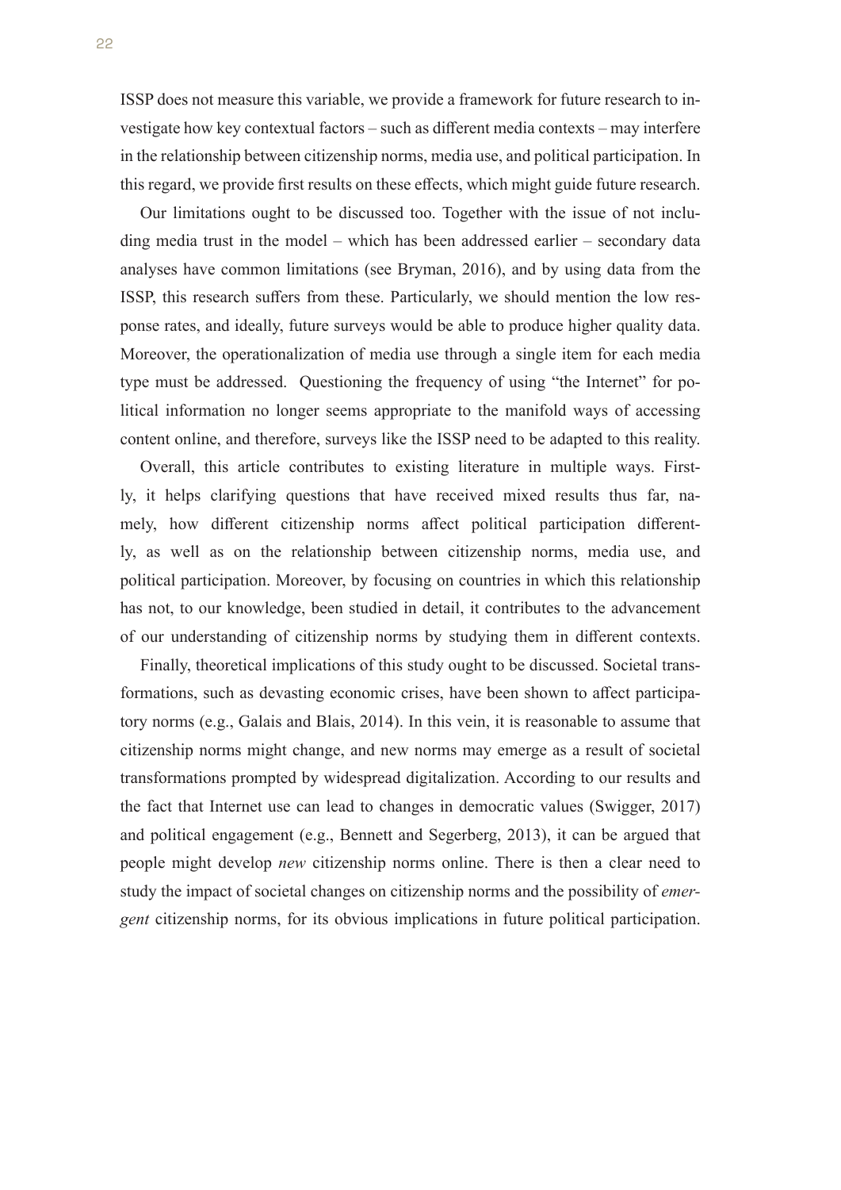ISSP does not measure this variable, we provide a framework for future research to investigate how key contextual factors – such as different media contexts – may interfere in the relationship between citizenship norms, media use, and political participation. In this regard, we provide first results on these effects, which might guide future research.

Our limitations ought to be discussed too. Together with the issue of not including media trust in the model – which has been addressed earlier – secondary data analyses have common limitations (see Bryman, 2016), and by using data from the ISSP, this research suffers from these. Particularly, we should mention the low response rates, and ideally, future surveys would be able to produce higher quality data. Moreover, the operationalization of media use through a single item for each media type must be addressed. Questioning the frequency of using "the Internet" for political information no longer seems appropriate to the manifold ways of accessing content online, and therefore, surveys like the ISSP need to be adapted to this reality.

Overall, this article contributes to existing literature in multiple ways. Firstly, it helps clarifying questions that have received mixed results thus far, namely, how different citizenship norms affect political participation differently, as well as on the relationship between citizenship norms, media use, and political participation. Moreover, by focusing on countries in which this relationship has not, to our knowledge, been studied in detail, it contributes to the advancement of our understanding of citizenship norms by studying them in different contexts.

Finally, theoretical implications of this study ought to be discussed. Societal transformations, such as devasting economic crises, have been shown to affect participatory norms (e.g., Galais and Blais, 2014). In this vein, it is reasonable to assume that citizenship norms might change, and new norms may emerge as a result of societal transformations prompted by widespread digitalization. According to our results and the fact that Internet use can lead to changes in democratic values (Swigger, 2017) and political engagement (e.g., Bennett and Segerberg, 2013), it can be argued that people might develop *new* citizenship norms online. There is then a clear need to study the impact of societal changes on citizenship norms and the possibility of *emergent* citizenship norms, for its obvious implications in future political participation.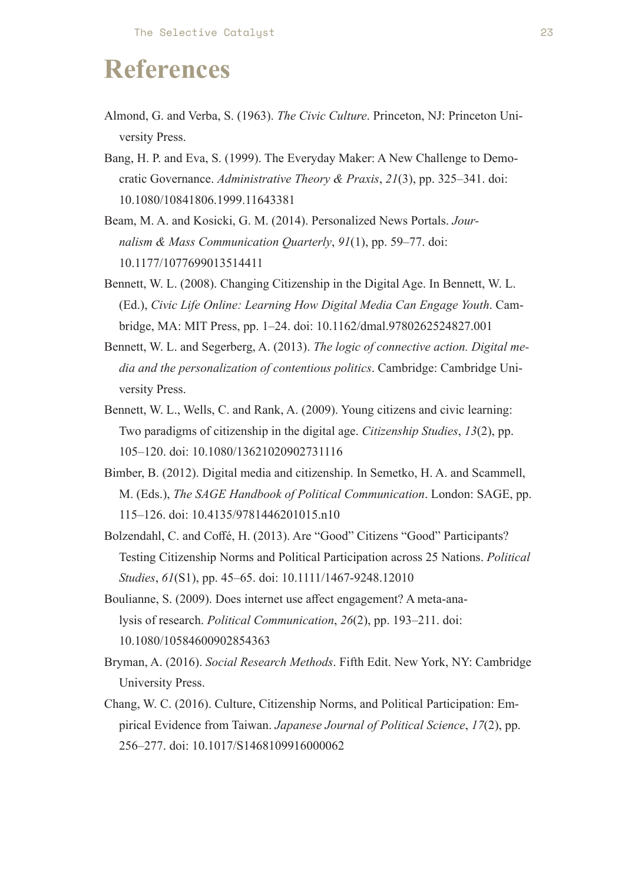# References

Almond, G. and Verba, S. (1963). *The Civic Culture*. Princeton, NJ: Princeton University Press.

Bang, H. P. and Eva, S. (1999). The Everyday Maker: A New Challenge to Democratic Governance. *Administrative Theory & Praxis*, *21*(3), pp. 325–341. doi: 10.1080/10841806.1999.11643381

Beam, M. A. and Kosicki, G. M. (2014). Personalized News Portals. *Journalism & Mass Communication Quarterly*, *91*(1), pp. 59–77. doi: 10.1177/1077699013514411

Bennett, W. L. (2008). Changing Citizenship in the Digital Age. In Bennett, W. L. (Ed.), *Civic Life Online: Learning How Digital Media Can Engage Youth*. Cambridge, MA: MIT Press, pp. 1–24. doi: 10.1162/dmal.9780262524827.001

Bennett, W. L. and Segerberg, A. (2013). *The logic of connective action. Digital media and the personalization of contentious politics*. Cambridge: Cambridge University Press.

Bennett, W. L., Wells, C. and Rank, A. (2009). Young citizens and civic learning: Two paradigms of citizenship in the digital age. *Citizenship Studies*, *13*(2), pp. 105–120. doi: 10.1080/13621020902731116

Bimber, B. (2012). Digital media and citizenship. In Semetko, H. A. and Scammell, M. (Eds.), *The SAGE Handbook of Political Communication*. London: SAGE, pp. 115–126. doi: 10.4135/9781446201015.n10

Bolzendahl, C. and Coffé, H. (2013). Are "Good" Citizens "Good" Participants? Testing Citizenship Norms and Political Participation across 25 Nations. *Political Studies*, *61*(S1), pp. 45–65. doi: 10.1111/1467-9248.12010

Boulianne, S. (2009). Does internet use affect engagement? A meta-analysis of research. *Political Communication*, *26*(2), pp. 193–211. doi: 10.1080/10584600902854363

Bryman, A. (2016). *Social Research Methods*. Fifth Edit. New York, NY: Cambridge University Press.

Chang, W. C. (2016). Culture, Citizenship Norms, and Political Participation: Empirical Evidence from Taiwan. *Japanese Journal of Political Science*, *17*(2), pp. 256–277. doi: 10.1017/S1468109916000062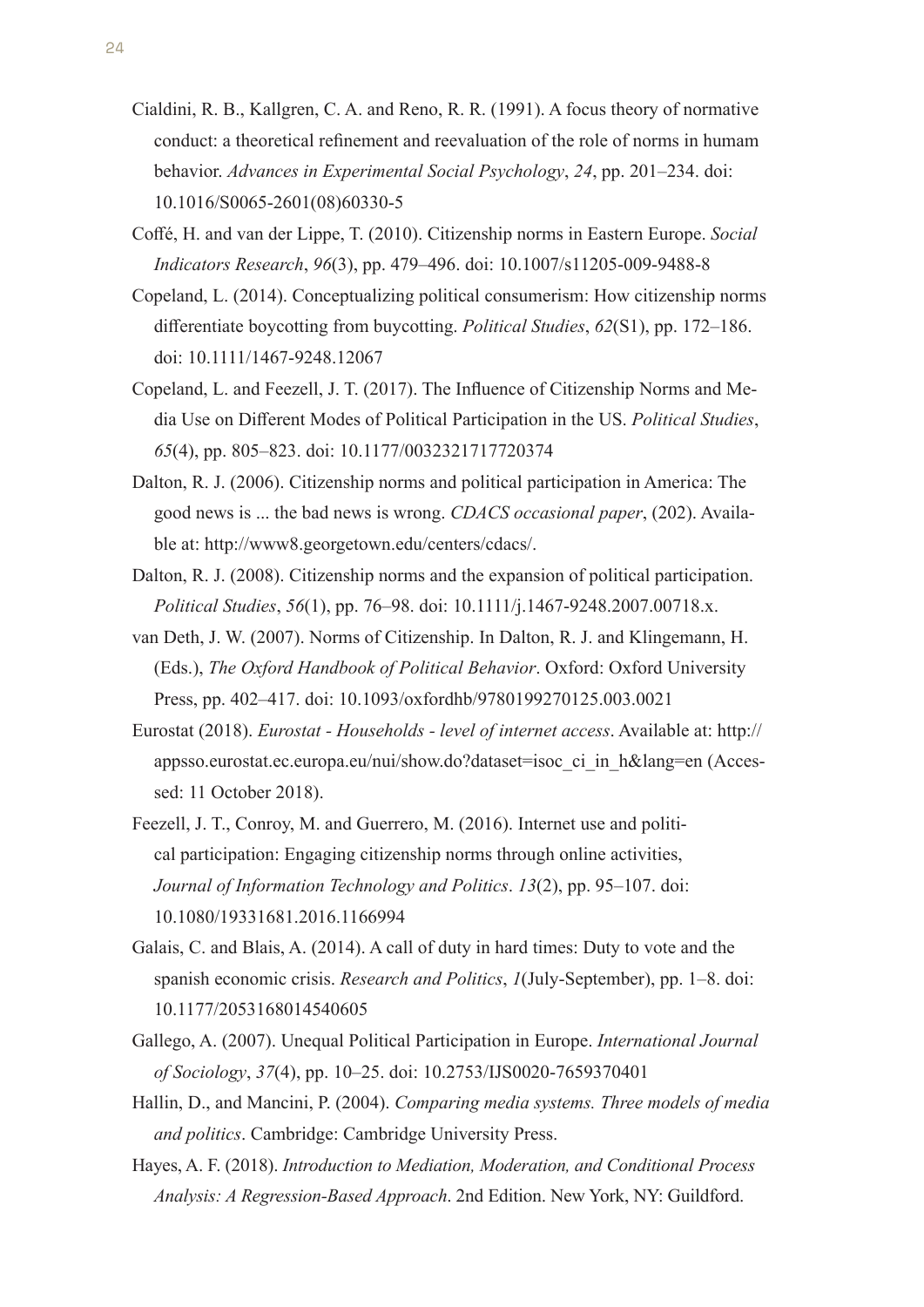Cialdini, R. B., Kallgren, C. A. and Reno, R. R. (1991). A focus theory of normative conduct: a theoretical refinement and reevaluation of the role of norms in humam behavior. *Advances in Experimental Social Psychology*, *24*, pp. 201–234. doi: 10.1016/S0065-2601(08)60330-5

Coffé, H. and van der Lippe, T. (2010). Citizenship norms in Eastern Europe. *Social Indicators Research*, *96*(3), pp. 479–496. doi: 10.1007/s11205-009-9488-8

Copeland, L. (2014). Conceptualizing political consumerism: How citizenship norms differentiate boycotting from buycotting. *Political Studies*, *62*(S1), pp. 172–186. doi: 10.1111/1467-9248.12067

Copeland, L. and Feezell, J. T. (2017). The Influence of Citizenship Norms and Media Use on Different Modes of Political Participation in the US. *Political Studies*, *65*(4), pp. 805–823. doi: 10.1177/0032321717720374

Dalton, R. J. (2006). Citizenship norms and political participation in America: The good news is ... the bad news is wrong. *CDACS occasional paper*, (202). Available at: http://www8.georgetown.edu/centers/cdacs/.

Dalton, R. J. (2008). Citizenship norms and the expansion of political participation. *Political Studies*, *56*(1), pp. 76–98. doi: 10.1111/j.1467-9248.2007.00718.x.

van Deth, J. W. (2007). Norms of Citizenship. In Dalton, R. J. and Klingemann, H. (Eds.), *The Oxford Handbook of Political Behavior*. Oxford: Oxford University Press, pp. 402–417. doi: 10.1093/oxfordhb/9780199270125.003.0021

Eurostat (2018). *Eurostat - Households - level of internet access*. Available at: http://appsso.eurostat.ec.europa.eu/nui/show.do?dataset=isoc_ci_in_h&lang=en (Accessed: 11 October 2018).

Feezell, J. T., Conroy, M. and Guerrero, M. (2016). Internet use and political participation: Engaging citizenship norms through online activities, *Journal of Information Technology and Politics*. *13*(2), pp. 95–107. doi: 10.1080/19331681.2016.1166994

Galais, C. and Blais, A. (2014). A call of duty in hard times: Duty to vote and the spanish economic crisis. *Research and Politics*, *1*(July-September), pp. 1–8. doi: 10.1177/2053168014540605

Gallego, A. (2007). Unequal Political Participation in Europe. *International Journal of Sociology*, *37*(4), pp. 10–25. doi: 10.2753/IJS0020-7659370401

Hallin, D., and Mancini, P. (2004). *Comparing media systems. Three models of media and politics*. Cambridge: Cambridge University Press.

Hayes, A. F. (2018). *Introduction to Mediation, Moderation, and Conditional Process Analysis: A Regression-Based Approach*. 2nd Edition. New York, NY: Guildford.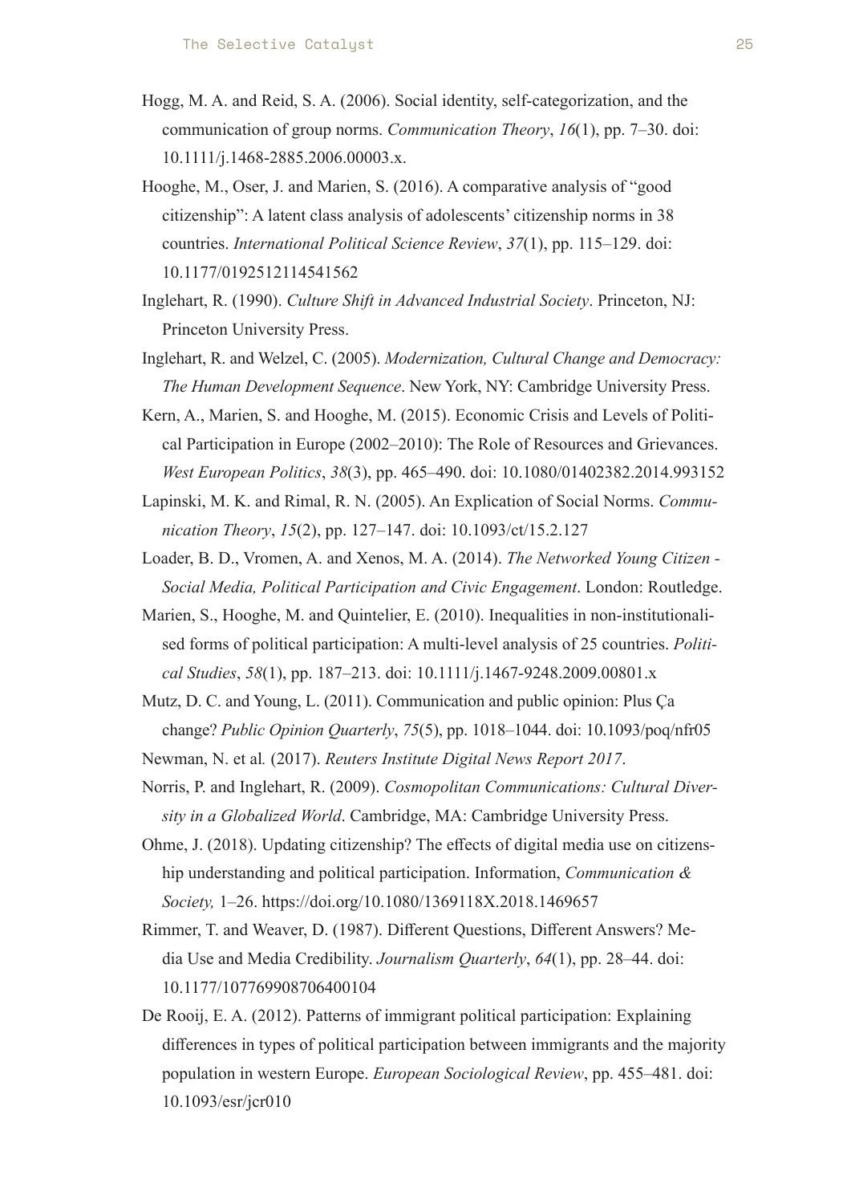Hogg, M. A. and Reid, S. A. (2006). Social identity, self-categorization, and the communication of group norms. *Communication Theory*, *16*(1), pp. 7–30. doi: 10.1111/j.1468-2885.2006.00003.x.

Hooghe, M., Oser, J. and Marien, S. (2016). A comparative analysis of "good citizenship": A latent class analysis of adolescents' citizenship norms in 38 countries. *International Political Science Review*, *37*(1), pp. 115–129. doi: 10.1177/0192512114541562

Inglehart, R. (1990). *Culture Shift in Advanced Industrial Society*. Princeton, NJ: Princeton University Press.

Inglehart, R. and Welzel, C. (2005). *Modernization, Cultural Change and Democracy: The Human Development Sequence*. New York, NY: Cambridge University Press.

Kern, A., Marien, S. and Hooghe, M. (2015). Economic Crisis and Levels of Political Participation in Europe (2002–2010): The Role of Resources and Grievances. *West European Politics*, *38*(3), pp. 465–490. doi: 10.1080/01402382.2014.993152

Lapinski, M. K. and Rimal, R. N. (2005). An Explication of Social Norms. *Communication Theory*, *15*(2), pp. 127–147. doi: 10.1093/ct/15.2.127

Loader, B. D., Vromen, A. and Xenos, M. A. (2014). *The Networked Young Citizen - Social Media, Political Participation and Civic Engagement*. London: Routledge.

Marien, S., Hooghe, M. and Quintelier, E. (2010). Inequalities in non-institutionalised forms of political participation: A multi-level analysis of 25 countries. *Political Studies*, *58*(1), pp. 187–213. doi: 10.1111/j.1467-9248.2009.00801.x

Mutz, D. C. and Young, L. (2011). Communication and public opinion: Plus Ça change? *Public Opinion Quarterly*, *75*(5), pp. 1018–1044. doi: 10.1093/poq/nfr05

Newman, N. et al*.* (2017). *Reuters Institute Digital News Report 2017*.

Norris, P. and Inglehart, R. (2009). *Cosmopolitan Communications: Cultural Diversity in a Globalized World*. Cambridge, MA: Cambridge University Press.

Ohme, J. (2018). Updating citizenship? The effects of digital media use on citizenship understanding and political participation. Information, *Communication & Society,* 1–26. https://doi.org/10.1080/1369118X.2018.1469657

Rimmer, T. and Weaver, D. (1987). Different Questions, Different Answers? Media Use and Media Credibility. *Journalism Quarterly*, *64*(1), pp. 28–44. doi: 10.1177/107769908706400104

De Rooij, E. A. (2012). Patterns of immigrant political participation: Explaining differences in types of political participation between immigrants and the majority population in western Europe. *European Sociological Review*, pp. 455–481. doi: 10.1093/esr/jcr010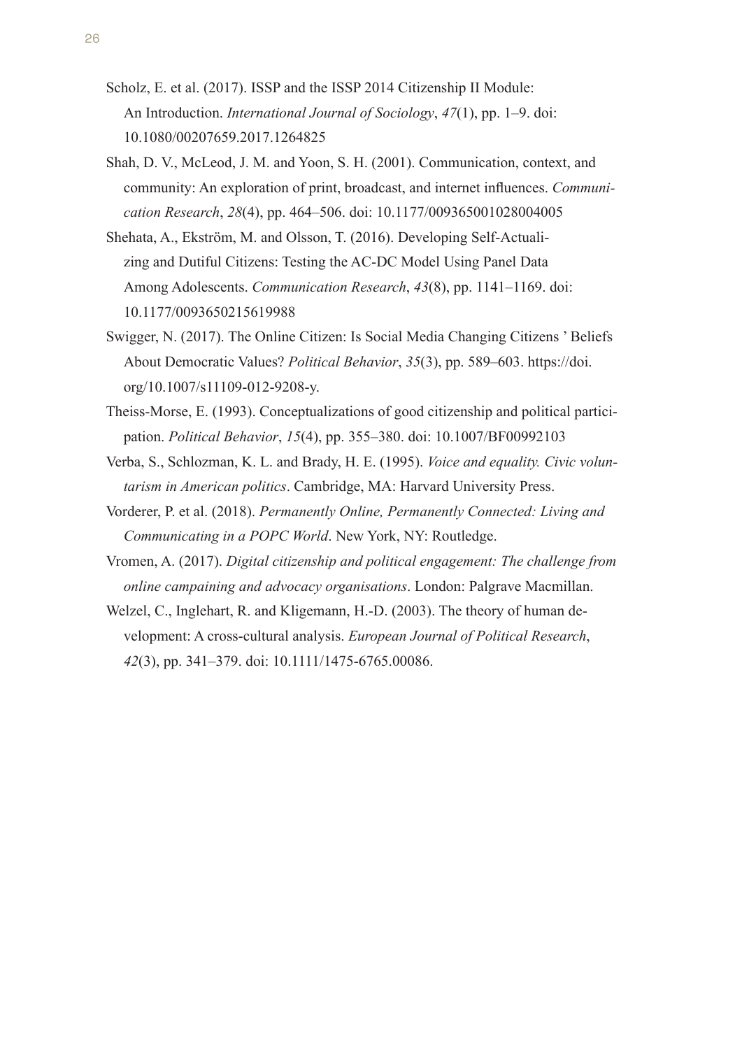Scholz, E. et al. (2017). ISSP and the ISSP 2014 Citizenship II Module: An Introduction. *International Journal of Sociology*, *47*(1), pp. 1–9. doi: 10.1080/00207659.2017.1264825

Shah, D. V., McLeod, J. M. and Yoon, S. H. (2001). Communication, context, and community: An exploration of print, broadcast, and internet influences. *Communication Research*, *28*(4), pp. 464–506. doi: 10.1177/009365001028004005

Shehata, A., Ekström, M. and Olsson, T. (2016). Developing Self-Actualizing and Dutiful Citizens: Testing the AC-DC Model Using Panel Data Among Adolescents. *Communication Research*, *43*(8), pp. 1141–1169. doi: 10.1177/0093650215619988

Swigger, N. (2017). The Online Citizen: Is Social Media Changing Citizens ' Beliefs About Democratic Values? *Political Behavior*, *35*(3), pp. 589–603. https://doi.org/10.1007/s11109-012-9208-y.

Theiss-Morse, E. (1993). Conceptualizations of good citizenship and political participation. *Political Behavior*, *15*(4), pp. 355–380. doi: 10.1007/BF00992103

Verba, S., Schlozman, K. L. and Brady, H. E. (1995). *Voice and equality. Civic voluntarism in American politics*. Cambridge, MA: Harvard University Press.

Vorderer, P. et al. (2018). *Permanently Online, Permanently Connected: Living and Communicating in a POPC World*. New York, NY: Routledge.

Vromen, A. (2017). *Digital citizenship and political engagement: The challenge from online campaining and advocacy organisations*. London: Palgrave Macmillan.

Welzel, C., Inglehart, R. and Kligemann, H.-D. (2003). The theory of human development: A cross-cultural analysis. *European Journal of Political Research*, *42*(3), pp. 341–379. doi: 10.1111/1475-6765.00086.